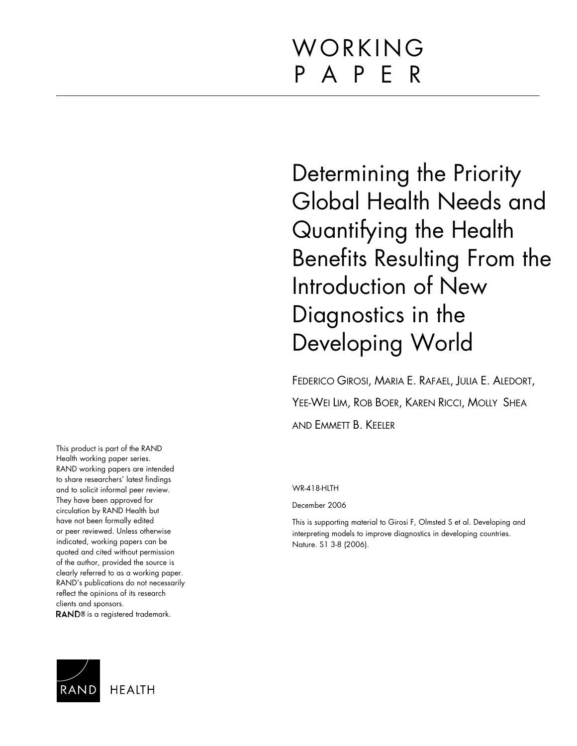WORKING PAPER

# Determining the Priority Global Health Needs and Quantifying the Health Benefits Resulting From the Introduction of New Diagnostics in the Developing World

FEDERICO GIROSI, MARIA E. RAFAEL, JULIA E. ALEDORT, YEE-WEI LIM, ROB BOER, KAREN RICCI, MOLLY SHEA AND EMMETT B. KEELER

WR-418-HLTH

December 2006

This is supporting material to Girosi F, Olmsted S et al. Developing and interpreting models to improve diagnostics in developing countries. Nature. S1 3-8 (2006).

This product is part of the RAND Health working paper series. RAND working papers are intended to share researchers' latest findings and to solicit informal peer review. They have been approved for circulation by RAND Health but have not been formally edited or peer reviewed. Unless otherwise indicated, working papers can be quoted and cited without permission of the author, provided the source is clearly referred to as a working paper. RAND's publications do not necessarily reflect the opinions of its research clients and sponsors.
RAND® is a registered trademark.

RAND HEALTH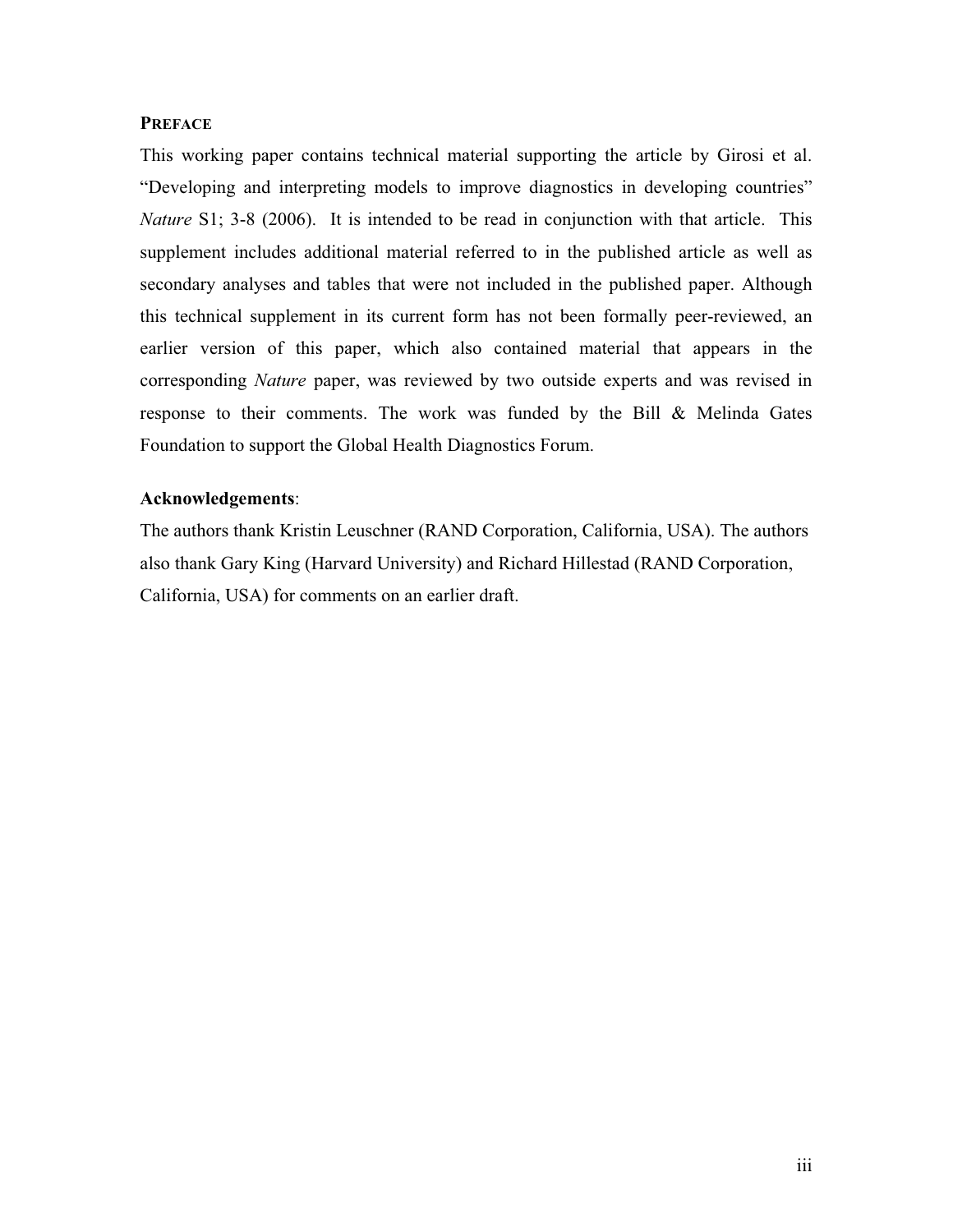## PREFACE

This working paper contains technical material supporting the article by Girosi et al. "Developing and interpreting models to improve diagnostics in developing countries" *Nature* S1; 3-8 (2006). It is intended to be read in conjunction with that article. This supplement includes additional material referred to in the published article as well as secondary analyses and tables that were not included in the published paper. Although this technical supplement in its current form has not been formally peer-reviewed, an earlier version of this paper, which also contained material that appears in the corresponding *Nature* paper, was reviewed by two outside experts and was revised in response to their comments. The work was funded by the Bill & Melinda Gates Foundation to support the Global Health Diagnostics Forum.

**Acknowledgements**:

The authors thank Kristin Leuschner (RAND Corporation, California, USA). The authors also thank Gary King (Harvard University) and Richard Hillestad (RAND Corporation, California, USA) for comments on an earlier draft.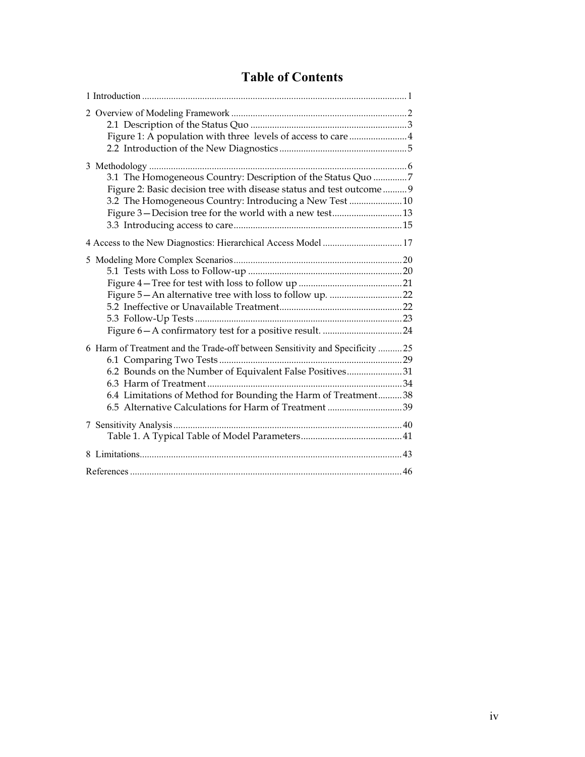# Table of Contents

1 Introduction ... 1

2 Overview of Modeling Framework ... 2
- 2.1 Description of the Status Quo ... 3
- Figure 1: A population with three levels of access to care ... 4
- 2.2 Introduction of the New Diagnostics ... 5

3 Methodology ... 6
- 3.1 The Homogeneous Country: Description of the Status Quo ... 7
- Figure 2: Basic decision tree with disease status and test outcome ... 9
- 3.2 The Homogeneous Country: Introducing a New Test ... 10
- Figure 3—Decision tree for the world with a new test ... 13
- 3.3 Introducing access to care ... 15

4 Access to the New Diagnostics: Hierarchical Access Model ... 17

5 Modeling More Complex Scenarios ... 20
- 5.1 Tests with Loss to Follow-up ... 20
- Figure 4—Tree for test with loss to follow up ... 21
- Figure 5—An alternative tree with loss to follow up. ... 22
- 5.2 Ineffective or Unavailable Treatment ... 22
- 5.3 Follow-Up Tests ... 23
- Figure 6—A confirmatory test for a positive result. ... 24

6 Harm of Treatment and the Trade-off between Sensitivity and Specificity ... 25
- 6.1 Comparing Two Tests ... 29
- 6.2 Bounds on the Number of Equivalent False Positives ... 31
- 6.3 Harm of Treatment ... 34
- 6.4 Limitations of Method for Bounding the Harm of Treatment ... 38
- 6.5 Alternative Calculations for Harm of Treatment ... 39

7 Sensitivity Analysis ... 40
- Table 1. A Typical Table of Model Parameters ... 41

8 Limitations ... 43

References ... 46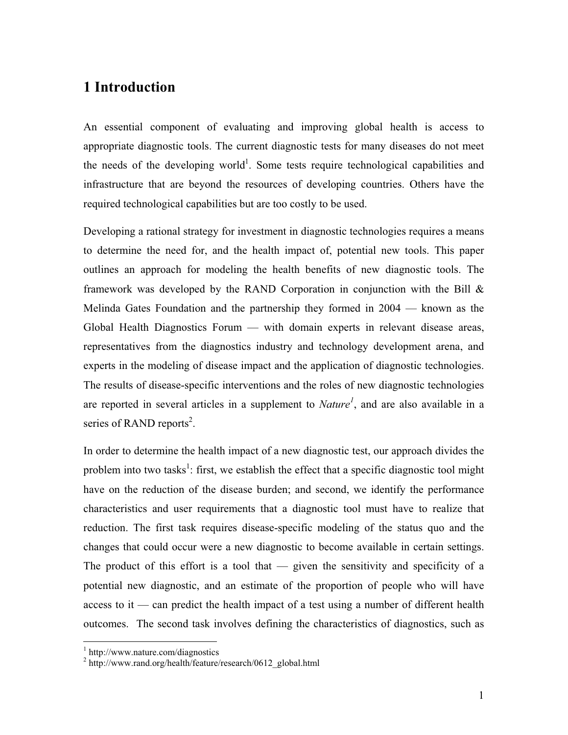# 1 Introduction

An essential component of evaluating and improving global health is access to appropriate diagnostic tools. The current diagnostic tests for many diseases do not meet the needs of the developing world[1]. Some tests require technological capabilities and infrastructure that are beyond the resources of developing countries. Others have the required technological capabilities but are too costly to be used.

Developing a rational strategy for investment in diagnostic technologies requires a means to determine the need for, and the health impact of, potential new tools. This paper outlines an approach for modeling the health benefits of new diagnostic tools. The framework was developed by the RAND Corporation in conjunction with the Bill & Melinda Gates Foundation and the partnership they formed in 2004 — known as the Global Health Diagnostics Forum — with domain experts in relevant disease areas, representatives from the diagnostics industry and technology development arena, and experts in the modeling of disease impact and the application of diagnostic technologies. The results of disease-specific interventions and the roles of new diagnostic technologies are reported in several articles in a supplement to *Nature*[1], and are also available in a series of RAND reports[2].

In order to determine the health impact of a new diagnostic test, our approach divides the problem into two tasks[1]: first, we establish the effect that a specific diagnostic tool might have on the reduction of the disease burden; and second, we identify the performance characteristics and user requirements that a diagnostic tool must have to realize that reduction. The first task requires disease-specific modeling of the status quo and the changes that could occur were a new diagnostic to become available in certain settings. The product of this effort is a tool that — given the sensitivity and specificity of a potential new diagnostic, and an estimate of the proportion of people who will have access to it — can predict the health impact of a test using a number of different health outcomes. The second task involves defining the characteristics of diagnostics, such as

[1] http://www.nature.com/diagnostics

[2] http://www.rand.org/health/feature/research/0612_global.html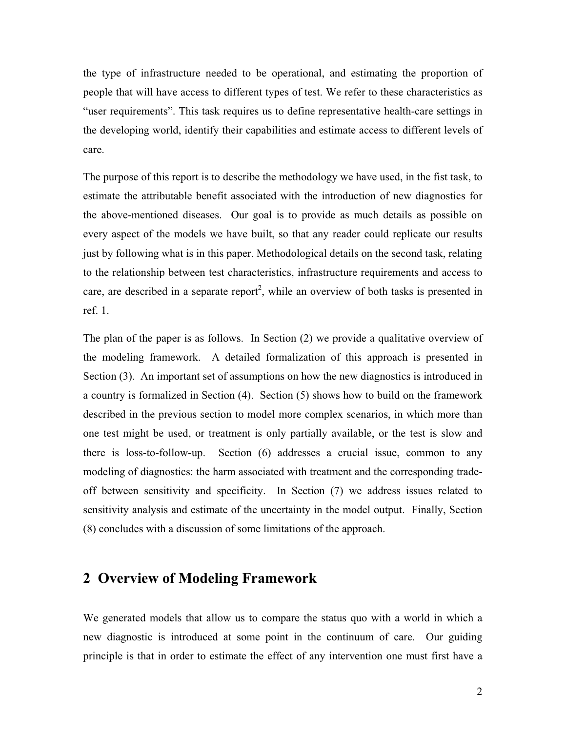the type of infrastructure needed to be operational, and estimating the proportion of people that will have access to different types of test. We refer to these characteristics as "user requirements". This task requires us to define representative health-care settings in the developing world, identify their capabilities and estimate access to different levels of care.

The purpose of this report is to describe the methodology we have used, in the fist task, to estimate the attributable benefit associated with the introduction of new diagnostics for the above-mentioned diseases. Our goal is to provide as much details as possible on every aspect of the models we have built, so that any reader could replicate our results just by following what is in this paper. Methodological details on the second task, relating to the relationship between test characteristics, infrastructure requirements and access to care, are described in a separate report[2], while an overview of both tasks is presented in ref. 1.

The plan of the paper is as follows. In Section (2) we provide a qualitative overview of the modeling framework. A detailed formalization of this approach is presented in Section (3). An important set of assumptions on how the new diagnostics is introduced in a country is formalized in Section (4). Section (5) shows how to build on the framework described in the previous section to model more complex scenarios, in which more than one test might be used, or treatment is only partially available, or the test is slow and there is loss-to-follow-up. Section (6) addresses a crucial issue, common to any modeling of diagnostics: the harm associated with treatment and the corresponding trade-off between sensitivity and specificity. In Section (7) we address issues related to sensitivity analysis and estimate of the uncertainty in the model output. Finally, Section (8) concludes with a discussion of some limitations of the approach.

## 2 Overview of Modeling Framework

We generated models that allow us to compare the status quo with a world in which a new diagnostic is introduced at some point in the continuum of care. Our guiding principle is that in order to estimate the effect of any intervention one must first have a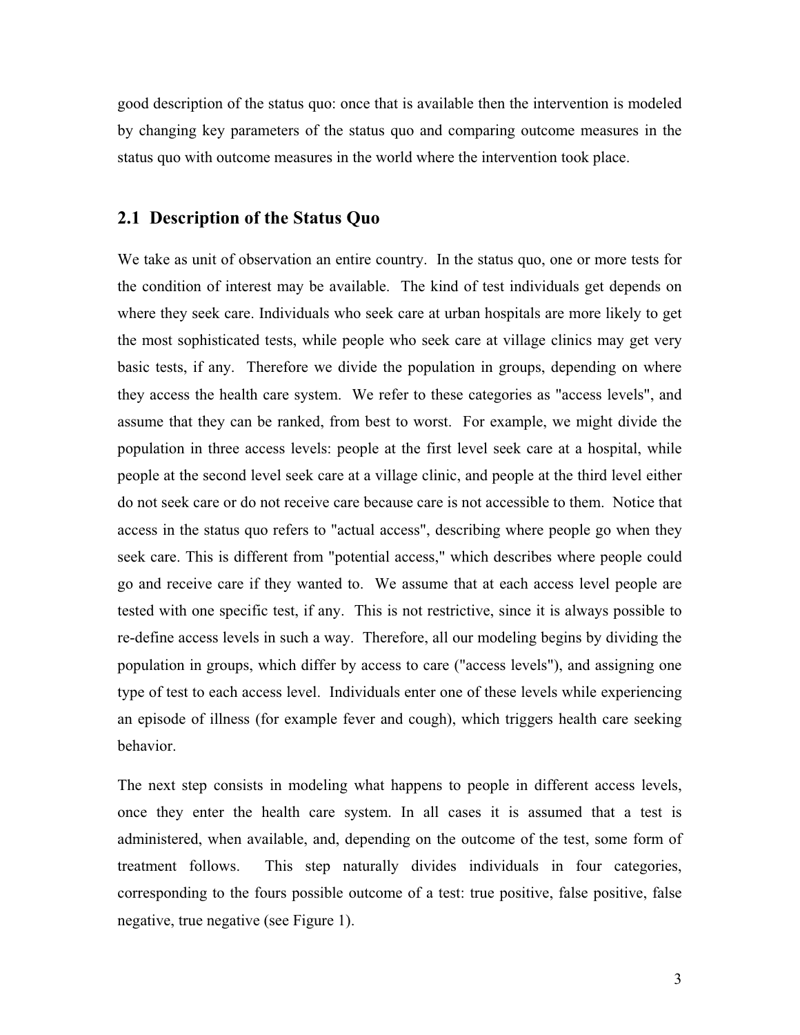good description of the status quo: once that is available then the intervention is modeled by changing key parameters of the status quo and comparing outcome measures in the status quo with outcome measures in the world where the intervention took place.

## 2.1 Description of the Status Quo

We take as unit of observation an entire country. In the status quo, one or more tests for the condition of interest may be available. The kind of test individuals get depends on where they seek care. Individuals who seek care at urban hospitals are more likely to get the most sophisticated tests, while people who seek care at village clinics may get very basic tests, if any. Therefore we divide the population in groups, depending on where they access the health care system. We refer to these categories as "access levels", and assume that they can be ranked, from best to worst. For example, we might divide the population in three access levels: people at the first level seek care at a hospital, while people at the second level seek care at a village clinic, and people at the third level either do not seek care or do not receive care because care is not accessible to them. Notice that access in the status quo refers to "actual access", describing where people go when they seek care. This is different from "potential access," which describes where people could go and receive care if they wanted to. We assume that at each access level people are tested with one specific test, if any. This is not restrictive, since it is always possible to re-define access levels in such a way. Therefore, all our modeling begins by dividing the population in groups, which differ by access to care ("access levels"), and assigning one type of test to each access level. Individuals enter one of these levels while experiencing an episode of illness (for example fever and cough), which triggers health care seeking behavior.

The next step consists in modeling what happens to people in different access levels, once they enter the health care system. In all cases it is assumed that a test is administered, when available, and, depending on the outcome of the test, some form of treatment follows. This step naturally divides individuals in four categories, corresponding to the fours possible outcome of a test: true positive, false positive, false negative, true negative (see Figure 1).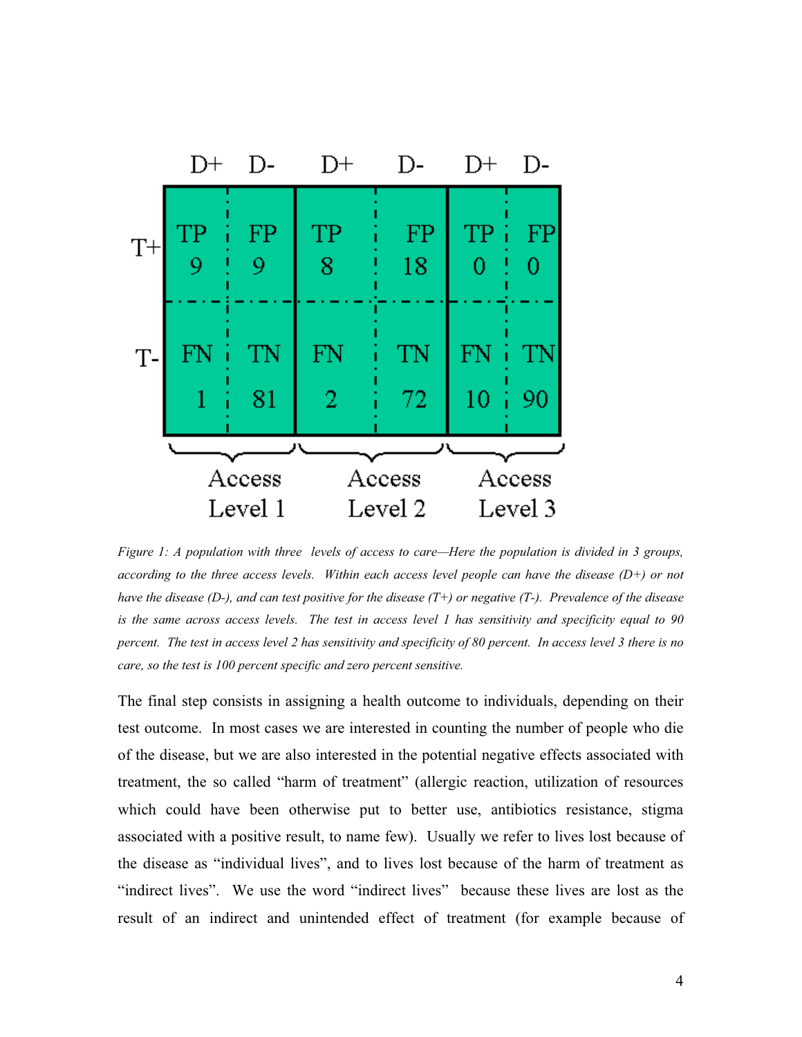| | Access Level 1 | | Access Level 2 | | Access Level 3 | |
|---|---|---|---|---|---|---|
| | D+ | D- | D+ | D- | D+ | D- |
| T+ | TP 9 | FP 9 | TP 8 | FP 18 | TP 0 | FP 0 |
| T- | FN 1 | TN 81 | FN 2 | TN 72 | FN 10 | TN 90 |

*Figure 1: A population with three levels of access to care—Here the population is divided in 3 groups, according to the three access levels. Within each access level people can have the disease (D+) or not have the disease (D-), and can test positive for the disease (T+) or negative (T-). Prevalence of the disease is the same across access levels. The test in access level 1 has sensitivity and specificity equal to 90 percent. The test in access level 2 has sensitivity and specificity of 80 percent. In access level 3 there is no care, so the test is 100 percent specific and zero percent sensitive.*

The final step consists in assigning a health outcome to individuals, depending on their test outcome. In most cases we are interested in counting the number of people who die of the disease, but we are also interested in the potential negative effects associated with treatment, the so called "harm of treatment" (allergic reaction, utilization of resources which could have been otherwise put to better use, antibiotics resistance, stigma associated with a positive result, to name few). Usually we refer to lives lost because of the disease as "individual lives", and to lives lost because of the harm of treatment as "indirect lives". We use the word "indirect lives" because these lives are lost as the result of an indirect and unintended effect of treatment (for example because of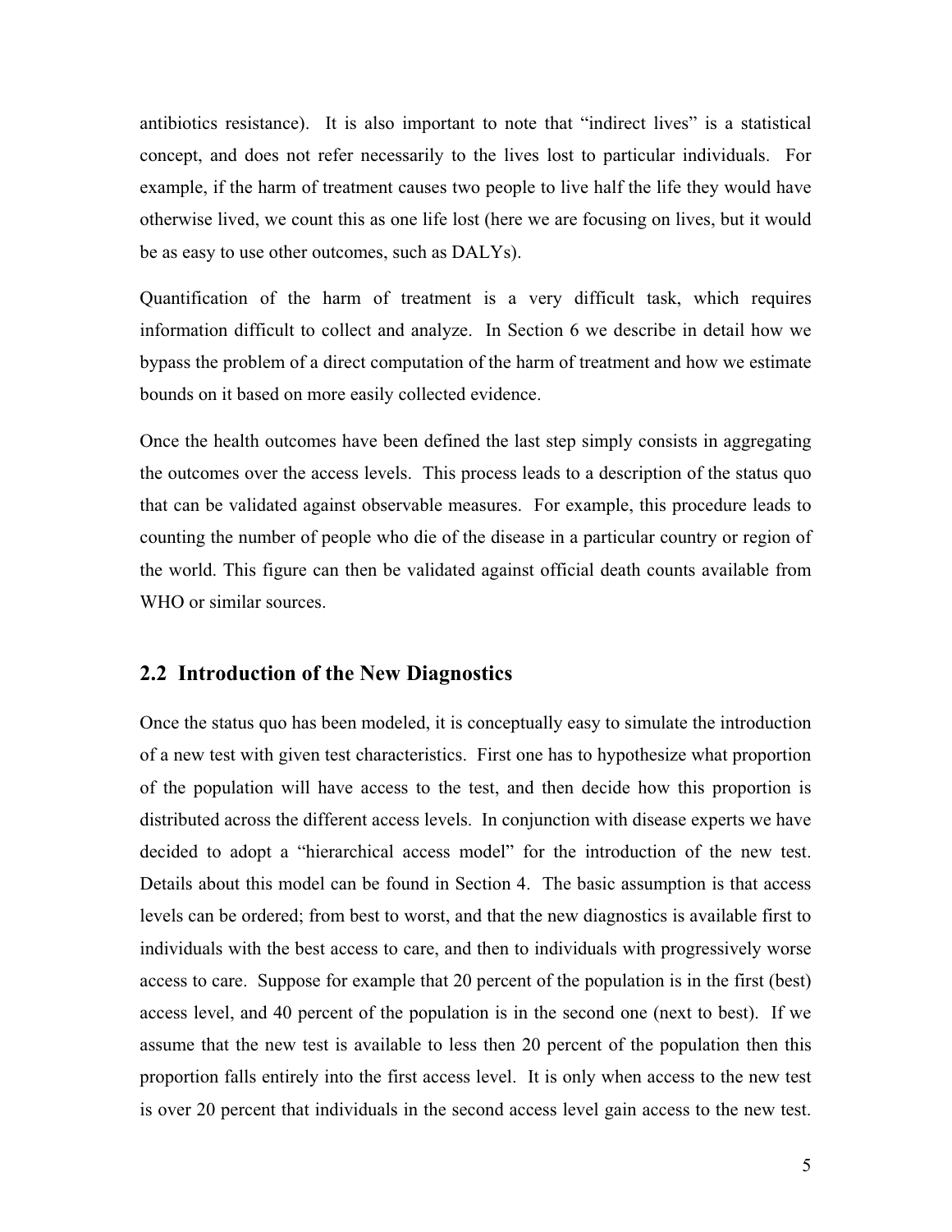antibiotics resistance). It is also important to note that "indirect lives" is a statistical concept, and does not refer necessarily to the lives lost to particular individuals. For example, if the harm of treatment causes two people to live half the life they would have otherwise lived, we count this as one life lost (here we are focusing on lives, but it would be as easy to use other outcomes, such as DALYs).

Quantification of the harm of treatment is a very difficult task, which requires information difficult to collect and analyze. In Section 6 we describe in detail how we bypass the problem of a direct computation of the harm of treatment and how we estimate bounds on it based on more easily collected evidence.

Once the health outcomes have been defined the last step simply consists in aggregating the outcomes over the access levels. This process leads to a description of the status quo that can be validated against observable measures. For example, this procedure leads to counting the number of people who die of the disease in a particular country or region of the world. This figure can then be validated against official death counts available from WHO or similar sources.

## 2.2 Introduction of the New Diagnostics

Once the status quo has been modeled, it is conceptually easy to simulate the introduction of a new test with given test characteristics. First one has to hypothesize what proportion of the population will have access to the test, and then decide how this proportion is distributed across the different access levels. In conjunction with disease experts we have decided to adopt a "hierarchical access model" for the introduction of the new test. Details about this model can be found in Section 4. The basic assumption is that access levels can be ordered; from best to worst, and that the new diagnostics is available first to individuals with the best access to care, and then to individuals with progressively worse access to care. Suppose for example that 20 percent of the population is in the first (best) access level, and 40 percent of the population is in the second one (next to best). If we assume that the new test is available to less then 20 percent of the population then this proportion falls entirely into the first access level. It is only when access to the new test is over 20 percent that individuals in the second access level gain access to the new test.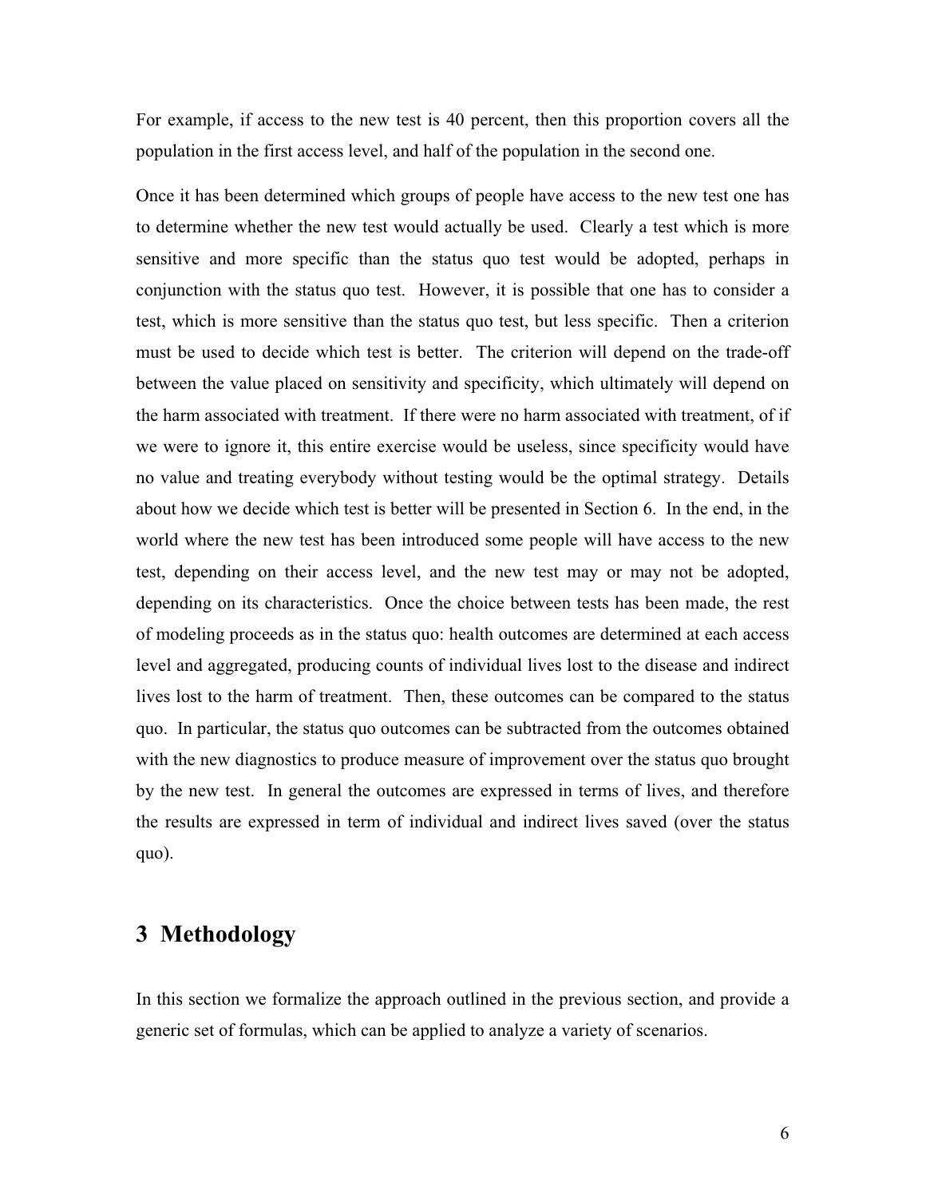For example, if access to the new test is 40 percent, then this proportion covers all the population in the first access level, and half of the population in the second one.

Once it has been determined which groups of people have access to the new test one has to determine whether the new test would actually be used. Clearly a test which is more sensitive and more specific than the status quo test would be adopted, perhaps in conjunction with the status quo test. However, it is possible that one has to consider a test, which is more sensitive than the status quo test, but less specific. Then a criterion must be used to decide which test is better. The criterion will depend on the trade-off between the value placed on sensitivity and specificity, which ultimately will depend on the harm associated with treatment. If there were no harm associated with treatment, of if we were to ignore it, this entire exercise would be useless, since specificity would have no value and treating everybody without testing would be the optimal strategy. Details about how we decide which test is better will be presented in Section 6. In the end, in the world where the new test has been introduced some people will have access to the new test, depending on their access level, and the new test may or may not be adopted, depending on its characteristics. Once the choice between tests has been made, the rest of modeling proceeds as in the status quo: health outcomes are determined at each access level and aggregated, producing counts of individual lives lost to the disease and indirect lives lost to the harm of treatment. Then, these outcomes can be compared to the status quo. In particular, the status quo outcomes can be subtracted from the outcomes obtained with the new diagnostics to produce measure of improvement over the status quo brought by the new test. In general the outcomes are expressed in terms of lives, and therefore the results are expressed in term of individual and indirect lives saved (over the status quo).

## 3 Methodology

In this section we formalize the approach outlined in the previous section, and provide a generic set of formulas, which can be applied to analyze a variety of scenarios.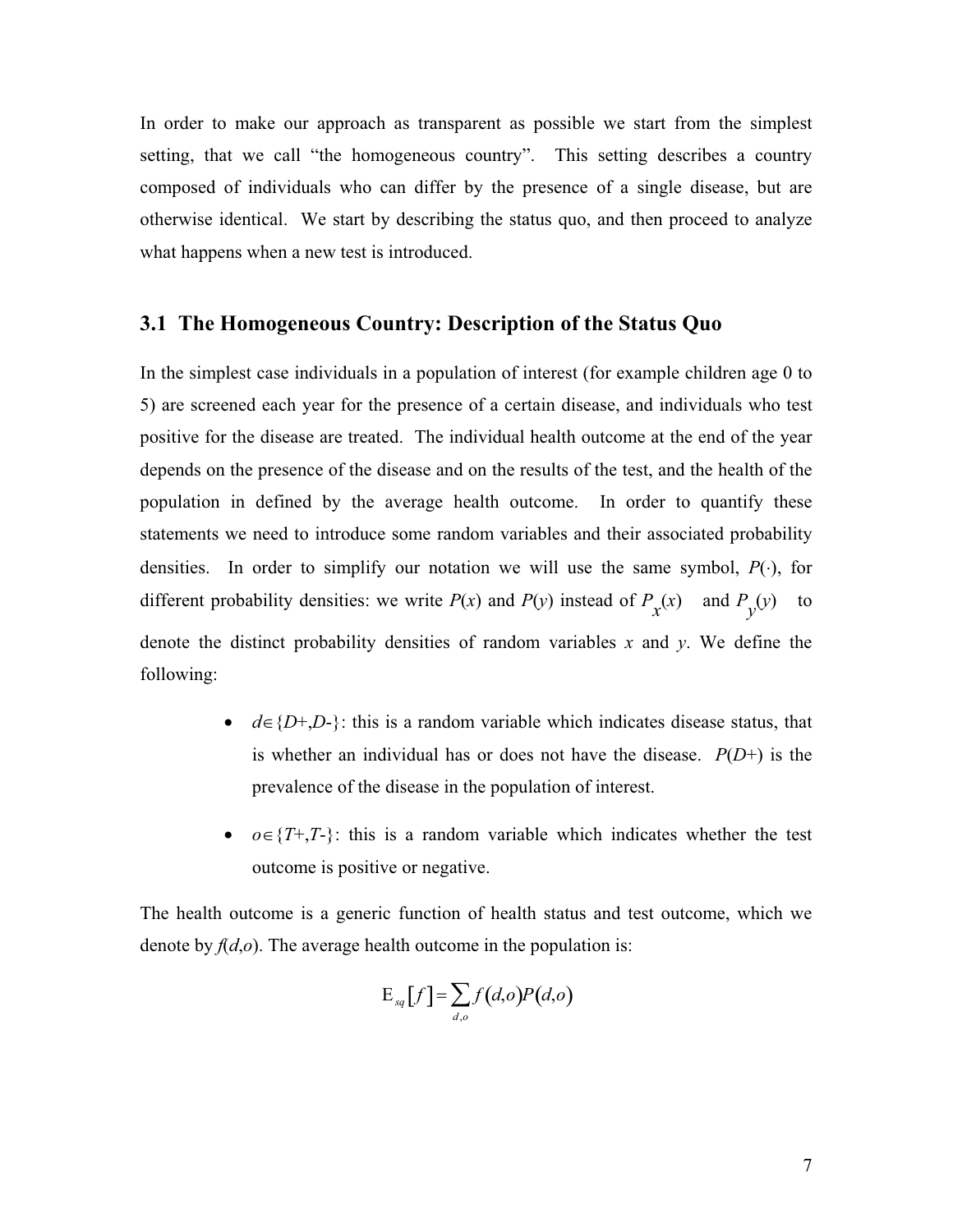In order to make our approach as transparent as possible we start from the simplest setting, that we call "the homogeneous country". This setting describes a country composed of individuals who can differ by the presence of a single disease, but are otherwise identical. We start by describing the status quo, and then proceed to analyze what happens when a new test is introduced.

## 3.1 The Homogeneous Country: Description of the Status Quo

In the simplest case individuals in a population of interest (for example children age 0 to 5) are screened each year for the presence of a certain disease, and individuals who test positive for the disease are treated. The individual health outcome at the end of the year depends on the presence of the disease and on the results of the test, and the health of the population in defined by the average health outcome. In order to quantify these statements we need to introduce some random variables and their associated probability densities. In order to simplify our notation we will use the same symbol, $P(\cdot)$, for different probability densities: we write $P(x)$ and $P(y)$ instead of $P_x(x)$ and $P_y(y)$ to denote the distinct probability densities of random variables $x$ and $y$. We define the following:

- $d \in \{D+, D-\}$: this is a random variable which indicates disease status, that is whether an individual has or does not have the disease. $P(D+)$ is the prevalence of the disease in the population of interest.
- $o \in \{T+, T-\}$: this is a random variable which indicates whether the test outcome is positive or negative.

The health outcome is a generic function of health status and test outcome, which we denote by $f(d,o)$. The average health outcome in the population is:

$$\mathrm{E}_{sq}[f] = \sum_{d,o} f(d,o) P(d,o)$$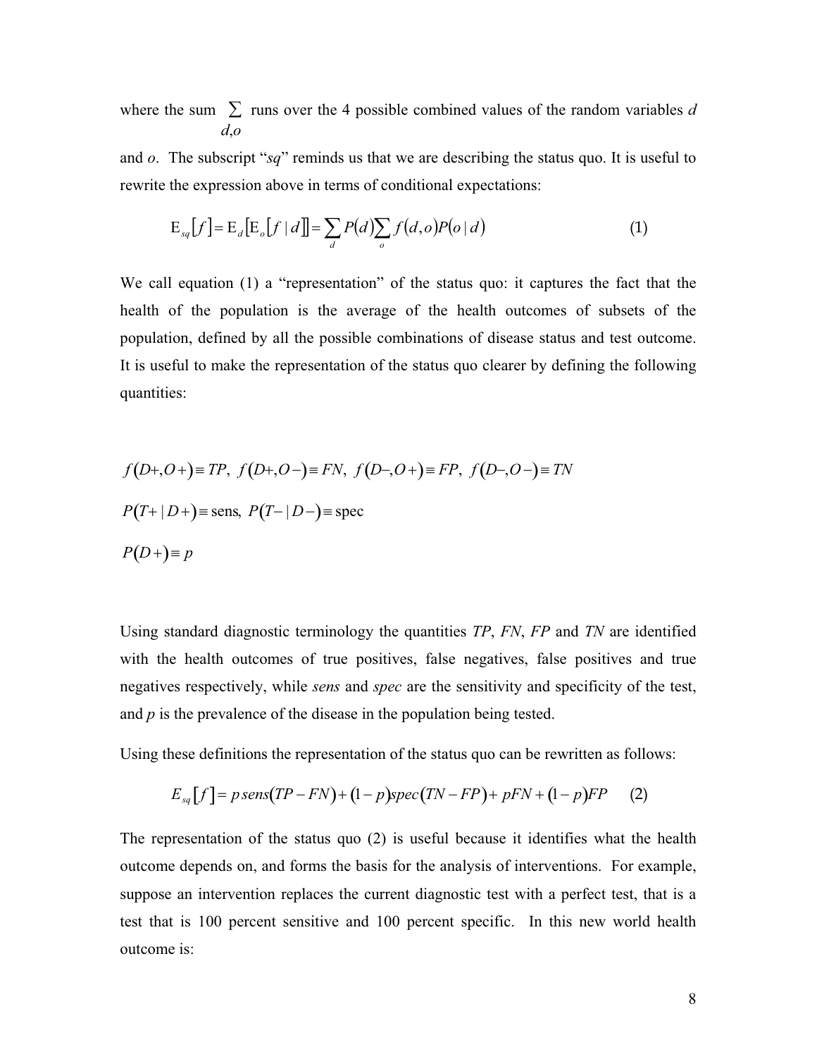where the sum $\sum_{d,o}$ runs over the 4 possible combined values of the random variables *d* and *o*. The subscript "*sq*" reminds us that we are describing the status quo. It is useful to rewrite the expression above in terms of conditional expectations:

$$\mathrm{E}_{sq}\left[f\right] = \mathrm{E}_d\left[\mathrm{E}_o\left[f \mid d\right]\right] = \sum_d P(d) \sum_o f(d,o) P(o \mid d) \tag{1}$$

We call equation (1) a "representation" of the status quo: it captures the fact that the health of the population is the average of the health outcomes of subsets of the population, defined by all the possible combinations of disease status and test outcome. It is useful to make the representation of the status quo clearer by defining the following quantities:

$$f(D+,O+) \equiv TP,\ f(D+,O-) \equiv FN,\ f(D-,O+) \equiv FP,\ f(D-,O-) \equiv TN$$

$$P(T+ \mid D+) \equiv \text{sens},\ P(T- \mid D-) \equiv \text{spec}$$

$$P(D+) \equiv p$$

Using standard diagnostic terminology the quantities *TP*, *FN*, *FP* and *TN* are identified with the health outcomes of true positives, false negatives, false positives and true negatives respectively, while *sens* and *spec* are the sensitivity and specificity of the test, and *p* is the prevalence of the disease in the population being tested.

Using these definitions the representation of the status quo can be rewritten as follows:

$$E_{sq}\left[f\right] = p\,sens(TP - FN) + (1-p)spec(TN - FP) + pFN + (1-p)FP \tag{2}$$

The representation of the status quo (2) is useful because it identifies what the health outcome depends on, and forms the basis for the analysis of interventions. For example, suppose an intervention replaces the current diagnostic test with a perfect test, that is a test that is 100 percent sensitive and 100 percent specific. In this new world health outcome is: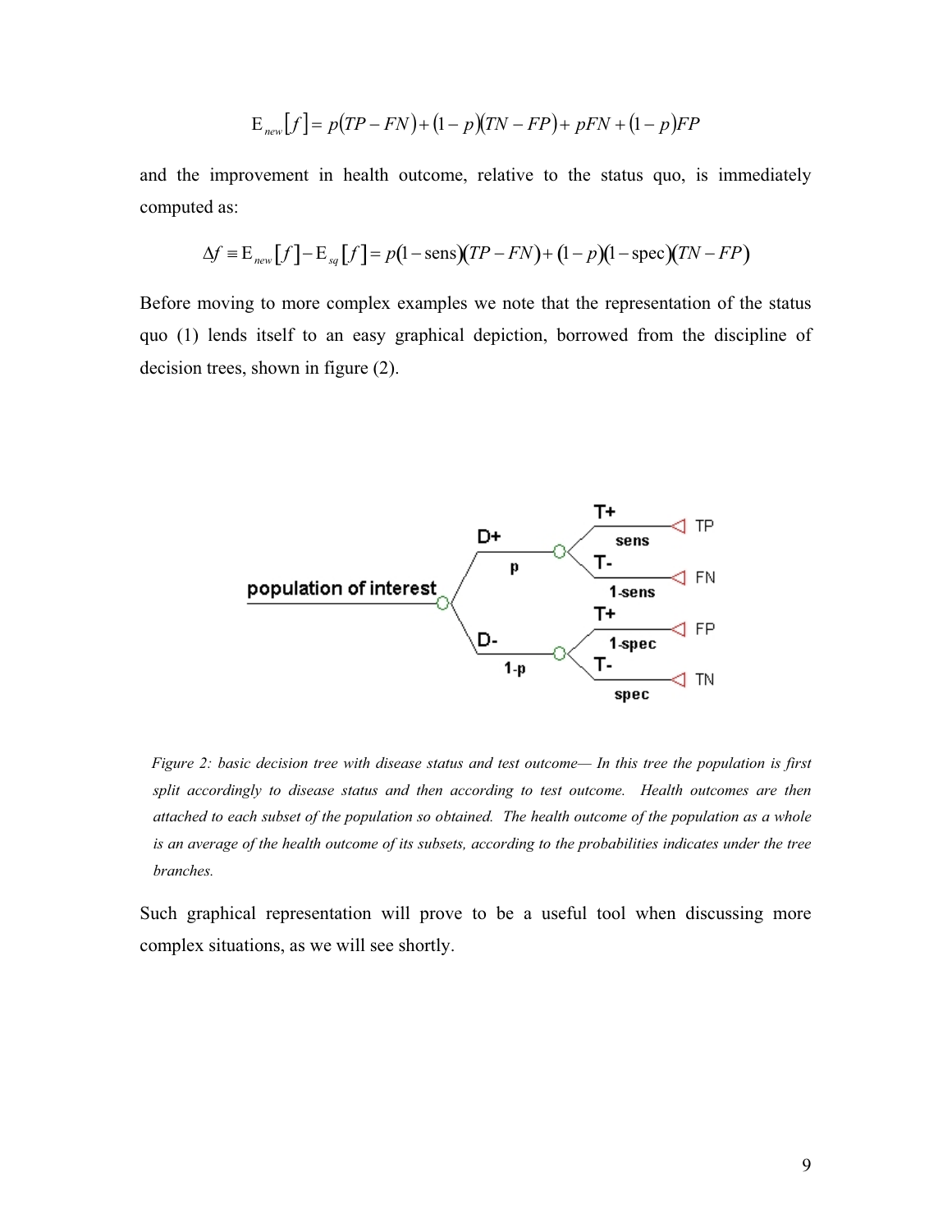$$\mathrm{E}_{new}[f] = p(TP - FN) + (1-p)(TN - FP) + pFN + (1-p)FP$$

and the improvement in health outcome, relative to the status quo, is immediately computed as:

$$\Delta f \equiv \mathrm{E}_{new}[f] - \mathrm{E}_{sq}[f] = p(1-\text{sens})(TP - FN) + (1-p)(1-\text{spec})(TN - FP)$$

Before moving to more complex examples we note that the representation of the status quo (1) lends itself to an easy graphical depiction, borrowed from the discipline of decision trees, shown in figure (2).

*Figure 2: basic decision tree with disease status and test outcome— In this tree the population is first split accordingly to disease status and then according to test outcome. Health outcomes are then attached to each subset of the population so obtained. The health outcome of the population as a whole is an average of the health outcome of its subsets, according to the probabilities indicates under the tree branches.*

Such graphical representation will prove to be a useful tool when discussing more complex situations, as we will see shortly.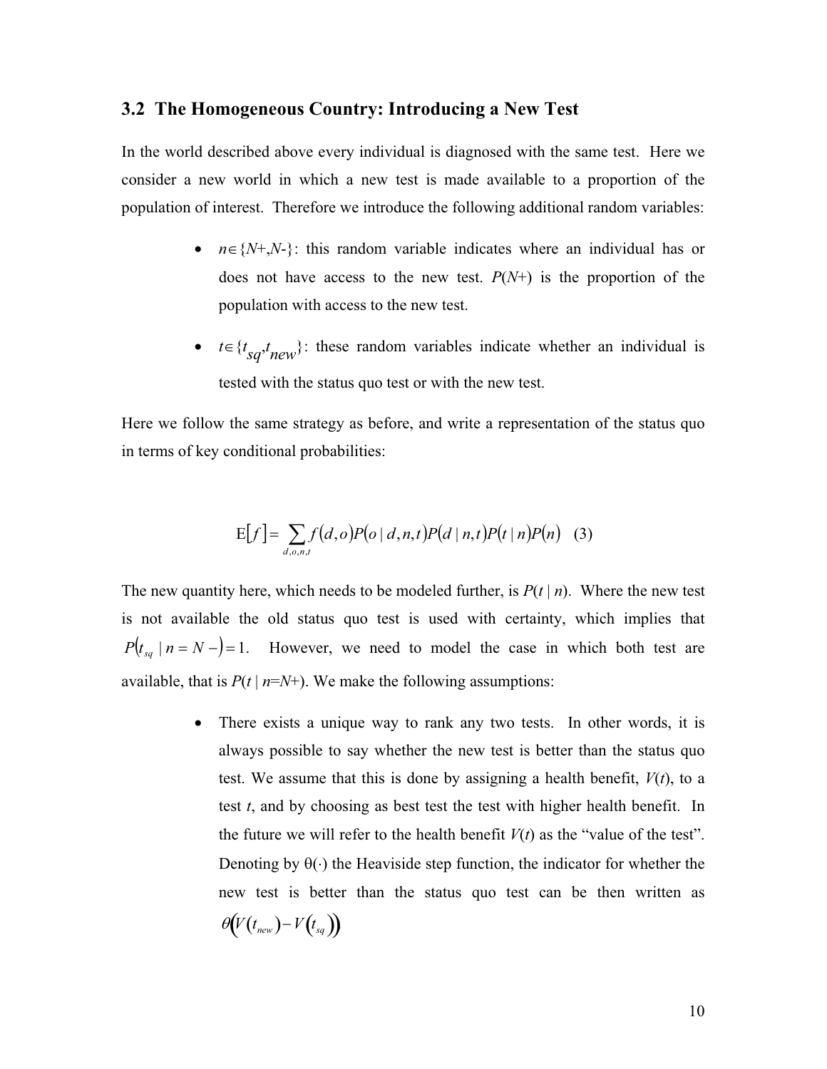### 3.2 The Homogeneous Country: Introducing a New Test

In the world described above every individual is diagnosed with the same test. Here we consider a new world in which a new test is made available to a proportion of the population of interest. Therefore we introduce the following additional random variables:

- $n \in \{N+, N-\}$: this random variable indicates where an individual has or does not have access to the new test. $P(N+)$ is the proportion of the population with access to the new test.
- $t \in \{t_{sq}, t_{new}\}$: these random variables indicate whether an individual is tested with the status quo test or with the new test.

Here we follow the same strategy as before, and write a representation of the status quo in terms of key conditional probabilities:

$$\mathrm{E}[f] = \sum_{d,o,n,t} f(d,o)P(o \mid d,n,t)P(d \mid n,t)P(t \mid n)P(n) \quad (3)$$

The new quantity here, which needs to be modeled further, is $P(t \mid n)$. Where the new test is not available the old status quo test is used with certainty, which implies that $P(t_{sq} \mid n = N-) = 1$. However, we need to model the case in which both test are available, that is $P(t \mid n=N+)$. We make the following assumptions:

- There exists a unique way to rank any two tests. In other words, it is always possible to say whether the new test is better than the status quo test. We assume that this is done by assigning a health benefit, $V(t)$, to a test $t$, and by choosing as best test the test with higher health benefit. In the future we will refer to the health benefit $V(t)$ as the "value of the test". Denoting by $\theta(\cdot)$ the Heaviside step function, the indicator for whether the new test is better than the status quo test can be then written as $\theta\big(V(t_{new}) - V(t_{sq})\big)$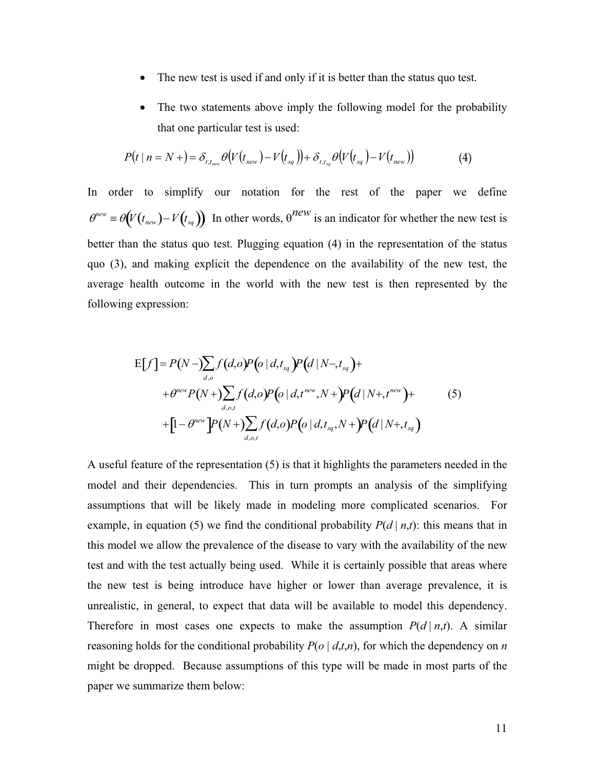- The new test is used if and only if it is better than the status quo test.
- The two statements above imply the following model for the probability that one particular test is used:

$$P(t \mid n = N+) = \delta_{t,t_{new}} \theta\big(V(t_{new}) - V(t_{sq})\big) + \delta_{t,t_{sq}} \theta\big(V(t_{sq}) - V(t_{new})\big) \tag{4}$$

In order to simplify our notation for the rest of the paper we define $\theta^{new} \equiv \theta\big(V(t_{new}) - V(t_{sq})\big)$ In other words, $\theta^{new}$ is an indicator for whether the new test is better than the status quo test. Plugging equation (4) in the representation of the status quo (3), and making explicit the dependence on the availability of the new test, the average health outcome in the world with the new test is then represented by the following expression:

$$\begin{aligned}
\mathrm{E}[f] = & P(N-)\sum_{d,o} f(d,o) P\big(o \mid d, t_{sq}\big) P\big(d \mid N-, t_{sq}\big) + \\
& + \theta^{new} P(N+) \sum_{d,o,t} f(d,o) P\big(o \mid d, t^{new}, N+\big) P\big(d \mid N+, t^{new}\big) + \\
& + \big[1 - \theta^{new}\big] P(N+) \sum_{d,o,t} f(d,o) P\big(o \mid d, t_{sq}, N+\big) P\big(d \mid N+, t_{sq}\big)
\end{aligned} \tag{5}$$

A useful feature of the representation (5) is that it highlights the parameters needed in the model and their dependencies. This in turn prompts an analysis of the simplifying assumptions that will be likely made in modeling more complicated scenarios. For example, in equation (5) we find the conditional probability $P(d \mid n,t)$: this means that in this model we allow the prevalence of the disease to vary with the availability of the new test and with the test actually being used. While it is certainly possible that areas where the new test is being introduce have higher or lower than average prevalence, it is unrealistic, in general, to expect that data will be available to model this dependency. Therefore in most cases one expects to make the assumption $P(d \mid n,t)$. A similar reasoning holds for the conditional probability $P(o \mid d,t,n)$, for which the dependency on $n$ might be dropped. Because assumptions of this type will be made in most parts of the paper we summarize them below: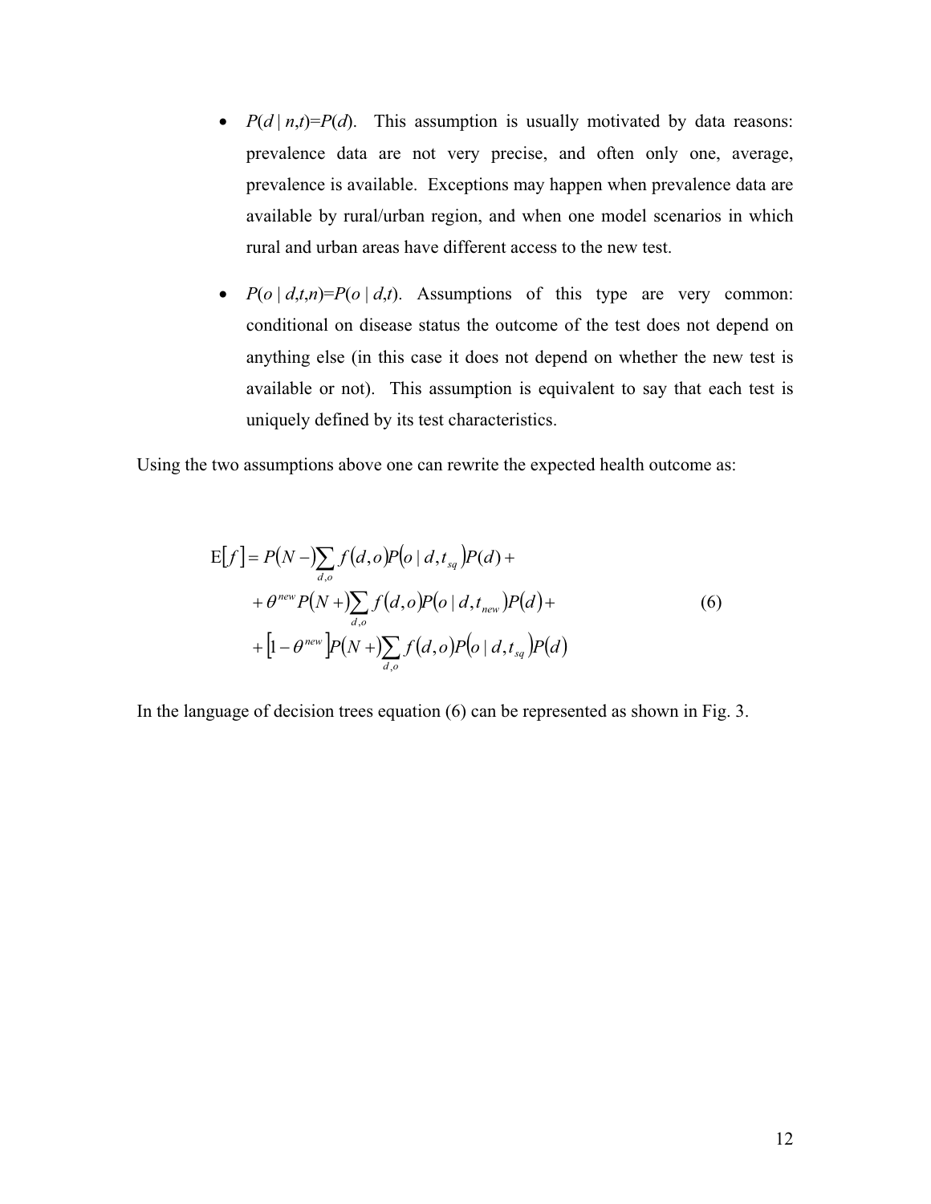- $P(d \mid n,t)=P(d)$. This assumption is usually motivated by data reasons: prevalence data are not very precise, and often only one, average, prevalence is available. Exceptions may happen when prevalence data are available by rural/urban region, and when one model scenarios in which rural and urban areas have different access to the new test.

- $P(o \mid d,t,n)=P(o \mid d,t)$. Assumptions of this type are very common: conditional on disease status the outcome of the test does not depend on anything else (in this case it does not depend on whether the new test is available or not). This assumption is equivalent to say that each test is uniquely defined by its test characteristics.

Using the two assumptions above one can rewrite the expected health outcome as:

$$
\begin{aligned}
\mathrm{E}[f] = {} & P(N-)\sum_{d,o} f(d,o)P(o \mid d,t_{sq})P(d) + \\
& + \theta^{new} P(N+)\sum_{d,o} f(d,o)P(o \mid d,t_{new})P(d) + \\
& + \left[1-\theta^{new}\right]P(N+)\sum_{d,o} f(d,o)P(o \mid d,t_{sq})P(d)
\end{aligned}
\tag{6}
$$

In the language of decision trees equation (6) can be represented as shown in Fig. 3.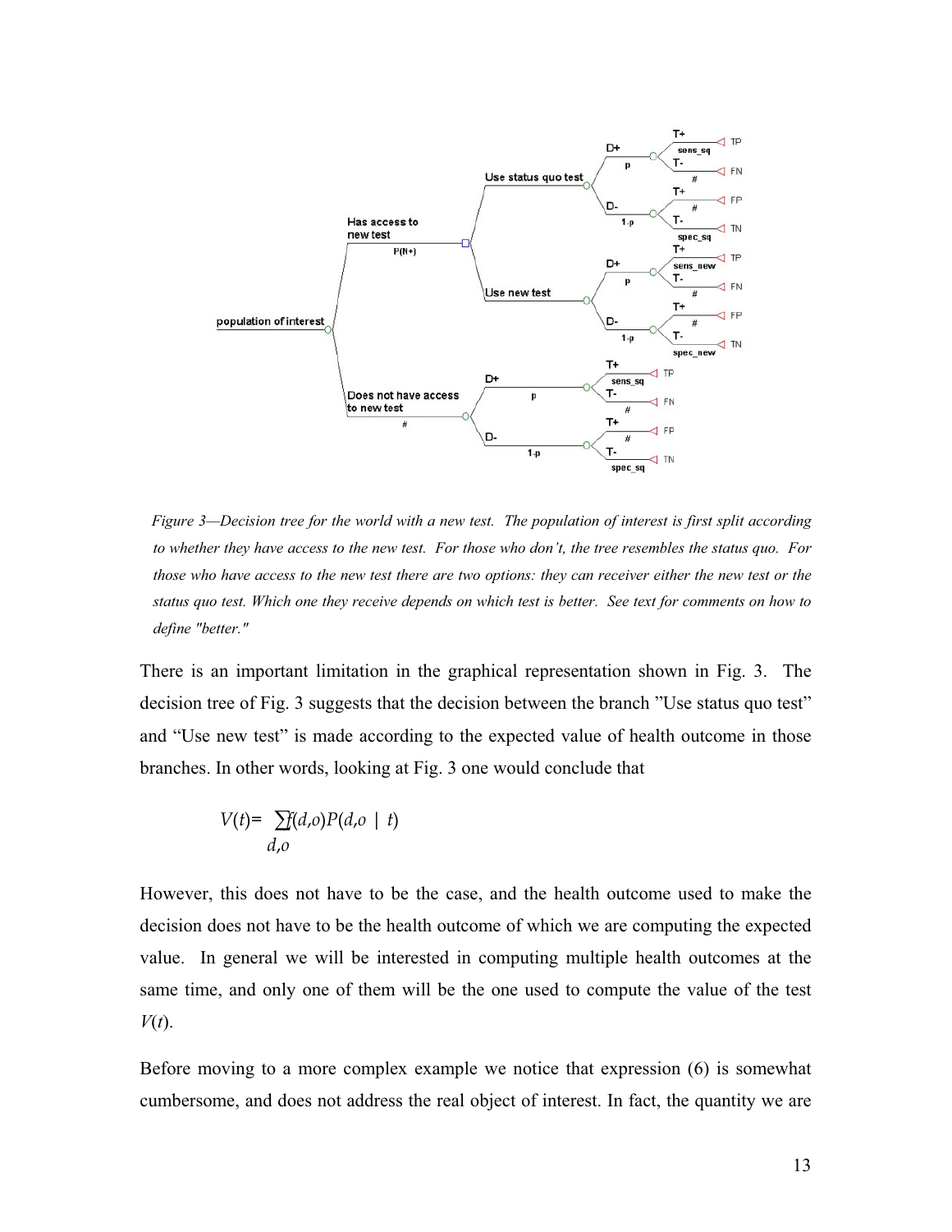Figure 3—Decision tree for the world with a new test. The population of interest is first split according to whether they have access to the new test. For those who don't, the tree resembles the status quo. For those who have access to the new test there are two options: they can receiver either the new test or the status quo test. Which one they receive depends on which test is better. See text for comments on how to define "better."

There is an important limitation in the graphical representation shown in Fig. 3. The decision tree of Fig. 3 suggests that the decision between the branch "Use status quo test" and "Use new test" is made according to the expected value of health outcome in those branches. In other words, looking at Fig. 3 one would conclude that

$$V(t) = \sum_{d,o} f(d,o) P(d,o \mid t)$$

However, this does not have to be the case, and the health outcome used to make the decision does not have to be the health outcome of which we are computing the expected value. In general we will be interested in computing multiple health outcomes at the same time, and only one of them will be the one used to compute the value of the test $V(t)$.

Before moving to a more complex example we notice that expression (6) is somewhat cumbersome, and does not address the real object of interest. In fact, the quantity we are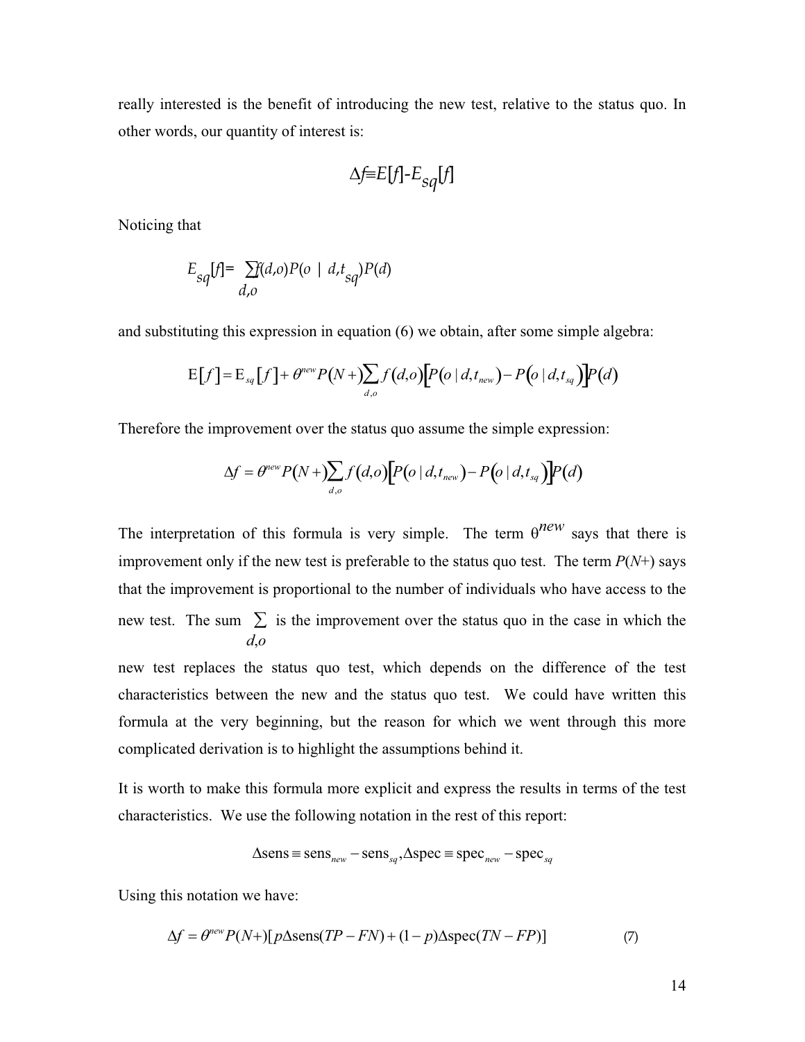really interested is the benefit of introducing the new test, relative to the status quo. In other words, our quantity of interest is:

$$\Delta f \equiv E[f] - E_{sq}[f]$$

Noticing that

$$E_{sq}[f] = \sum_{d,o} f(d,o) P(o \mid d, t_{sq}) P(d)$$

and substituting this expression in equation (6) we obtain, after some simple algebra:

$$\mathrm{E}[f] = \mathrm{E}_{sq}[f] + \theta^{new} P(N+) \sum_{d,o} f(d,o) \left[ P(o \mid d, t_{new}) - P(o \mid d, t_{sq}) \right] P(d)$$

Therefore the improvement over the status quo assume the simple expression:

$$\Delta f = \theta^{new} P(N+) \sum_{d,o} f(d,o) \left[ P(o \mid d, t_{new}) - P(o \mid d, t_{sq}) \right] P(d)$$

The interpretation of this formula is very simple. The term $\theta^{new}$ says that there is improvement only if the new test is preferable to the status quo test. The term $P(N+)$ says that the improvement is proportional to the number of individuals who have access to the new test. The sum $\sum_{d,o}$ is the improvement over the status quo in the case in which the new test replaces the status quo test, which depends on the difference of the test characteristics between the new and the status quo test. We could have written this formula at the very beginning, but the reason for which we went through this more complicated derivation is to highlight the assumptions behind it.

It is worth to make this formula more explicit and express the results in terms of the test characteristics. We use the following notation in the rest of this report:

$$\Delta \mathrm{sens} \equiv \mathrm{sens}_{new} - \mathrm{sens}_{sq}, \Delta \mathrm{spec} \equiv \mathrm{spec}_{new} - \mathrm{spec}_{sq}$$

Using this notation we have:

$$\Delta f = \theta^{new} P(N+) [p \Delta \mathrm{sens}(TP - FN) + (1-p) \Delta \mathrm{spec}(TN - FP)] \qquad (7)$$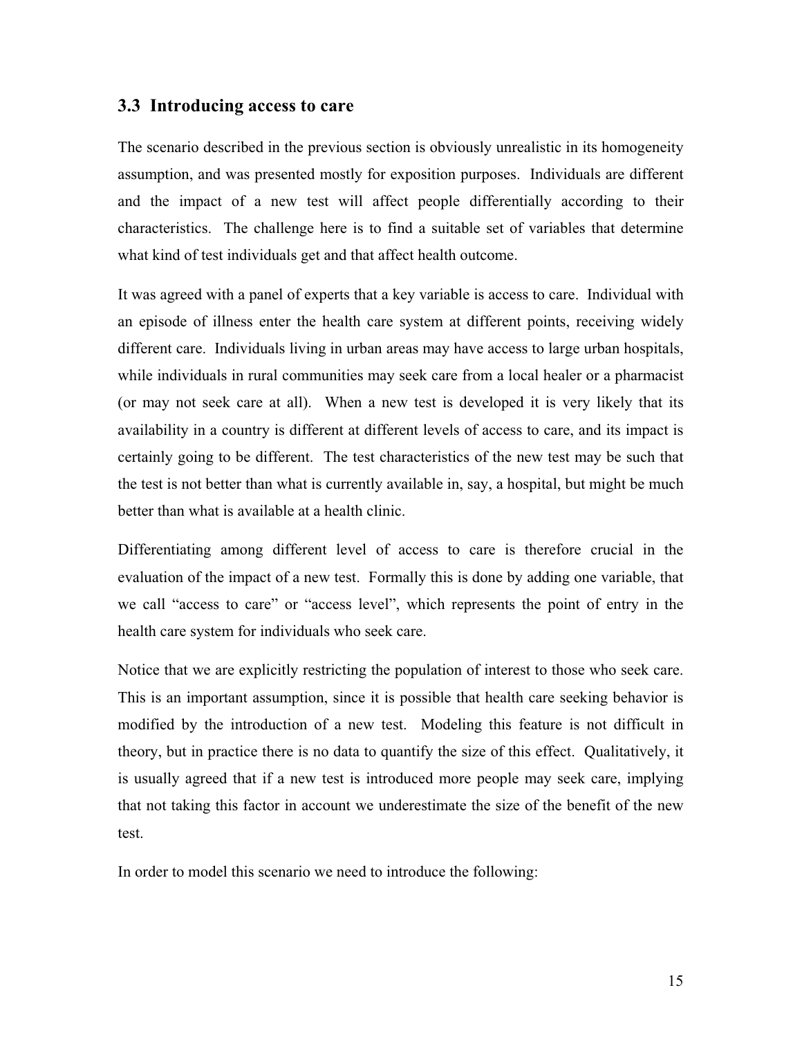### 3.3 Introducing access to care

The scenario described in the previous section is obviously unrealistic in its homogeneity assumption, and was presented mostly for exposition purposes. Individuals are different and the impact of a new test will affect people differentially according to their characteristics. The challenge here is to find a suitable set of variables that determine what kind of test individuals get and that affect health outcome.

It was agreed with a panel of experts that a key variable is access to care. Individual with an episode of illness enter the health care system at different points, receiving widely different care. Individuals living in urban areas may have access to large urban hospitals, while individuals in rural communities may seek care from a local healer or a pharmacist (or may not seek care at all). When a new test is developed it is very likely that its availability in a country is different at different levels of access to care, and its impact is certainly going to be different. The test characteristics of the new test may be such that the test is not better than what is currently available in, say, a hospital, but might be much better than what is available at a health clinic.

Differentiating among different level of access to care is therefore crucial in the evaluation of the impact of a new test. Formally this is done by adding one variable, that we call "access to care" or "access level", which represents the point of entry in the health care system for individuals who seek care.

Notice that we are explicitly restricting the population of interest to those who seek care. This is an important assumption, since it is possible that health care seeking behavior is modified by the introduction of a new test. Modeling this feature is not difficult in theory, but in practice there is no data to quantify the size of this effect. Qualitatively, it is usually agreed that if a new test is introduced more people may seek care, implying that not taking this factor in account we underestimate the size of the benefit of the new test.

In order to model this scenario we need to introduce the following: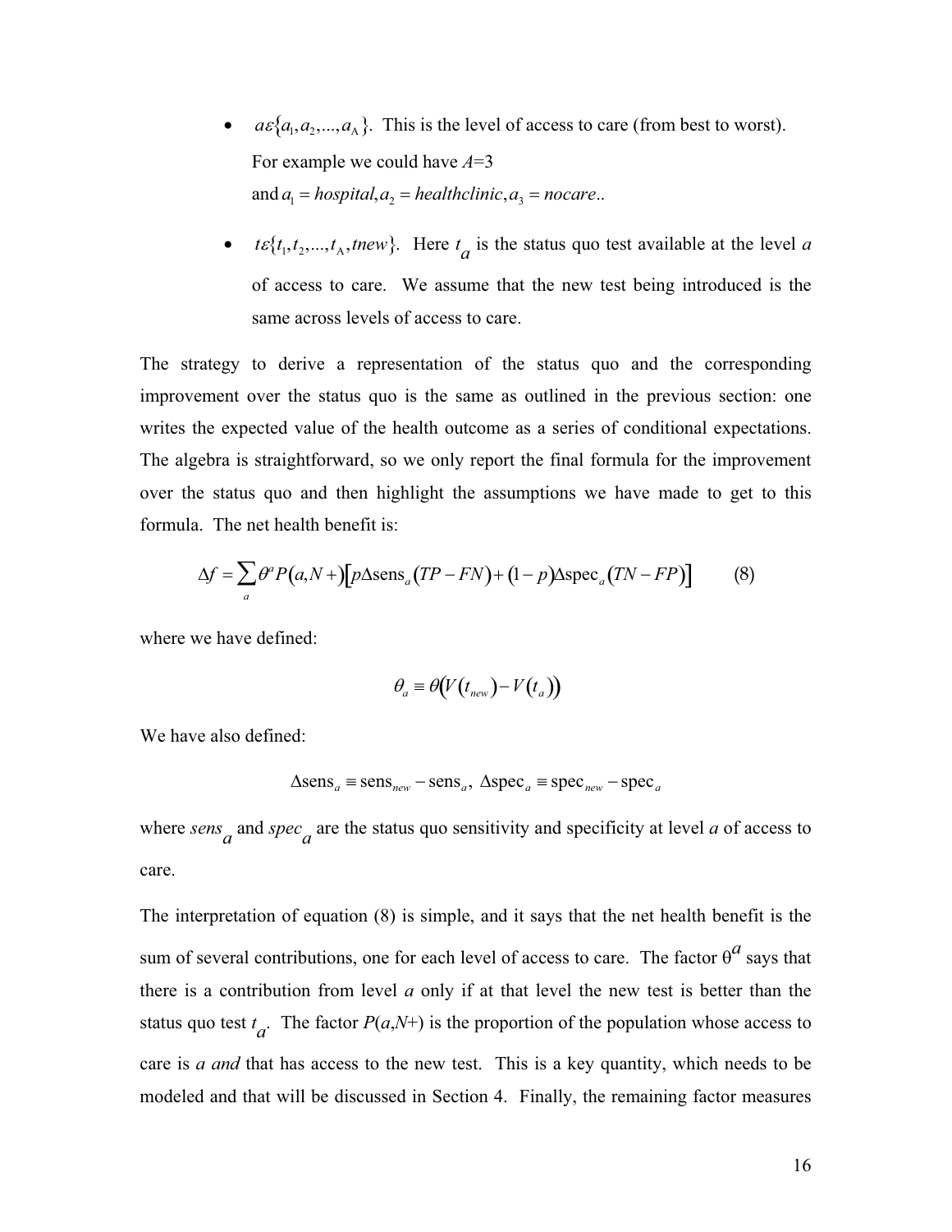- $a \varepsilon \{a_1, a_2, ..., a_A\}$. This is the level of access to care (from best to worst). For example we could have $A$=3 and $a_1 = hospital, a_2 = healthclinic, a_3 = nocare$..

- $t \varepsilon \{t_1, t_2, ..., t_A, tnew\}$. Here $t_a$ is the status quo test available at the level $a$ of access to care. We assume that the new test being introduced is the same across levels of access to care.

The strategy to derive a representation of the status quo and the corresponding improvement over the status quo is the same as outlined in the previous section: one writes the expected value of the health outcome as a series of conditional expectations. The algebra is straightforward, so we only report the final formula for the improvement over the status quo and then highlight the assumptions we have made to get to this formula. The net health benefit is:

$$\Delta f = \sum_a \theta^a P(a, N+) \left[ p \Delta \text{sens}_a (TP - FN) + (1-p) \Delta \text{spec}_a (TN - FP) \right] \qquad (8)$$

where we have defined:

$$\theta_a \equiv \theta\left(V(t_{new}) - V(t_a)\right)$$

We have also defined:

$$\Delta \text{sens}_a \equiv \text{sens}_{new} - \text{sens}_a, \ \Delta \text{spec}_a \equiv \text{spec}_{new} - \text{spec}_a$$

where $sens_a$ and $spec_a$ are the status quo sensitivity and specificity at level $a$ of access to care.

The interpretation of equation (8) is simple, and it says that the net health benefit is the sum of several contributions, one for each level of access to care. The factor $\theta^a$ says that there is a contribution from level $a$ only if at that level the new test is better than the status quo test $t_a$. The factor $P(a,N+)$ is the proportion of the population whose access to care is $a$ *and* that has access to the new test. This is a key quantity, which needs to be modeled and that will be discussed in Section 4. Finally, the remaining factor measures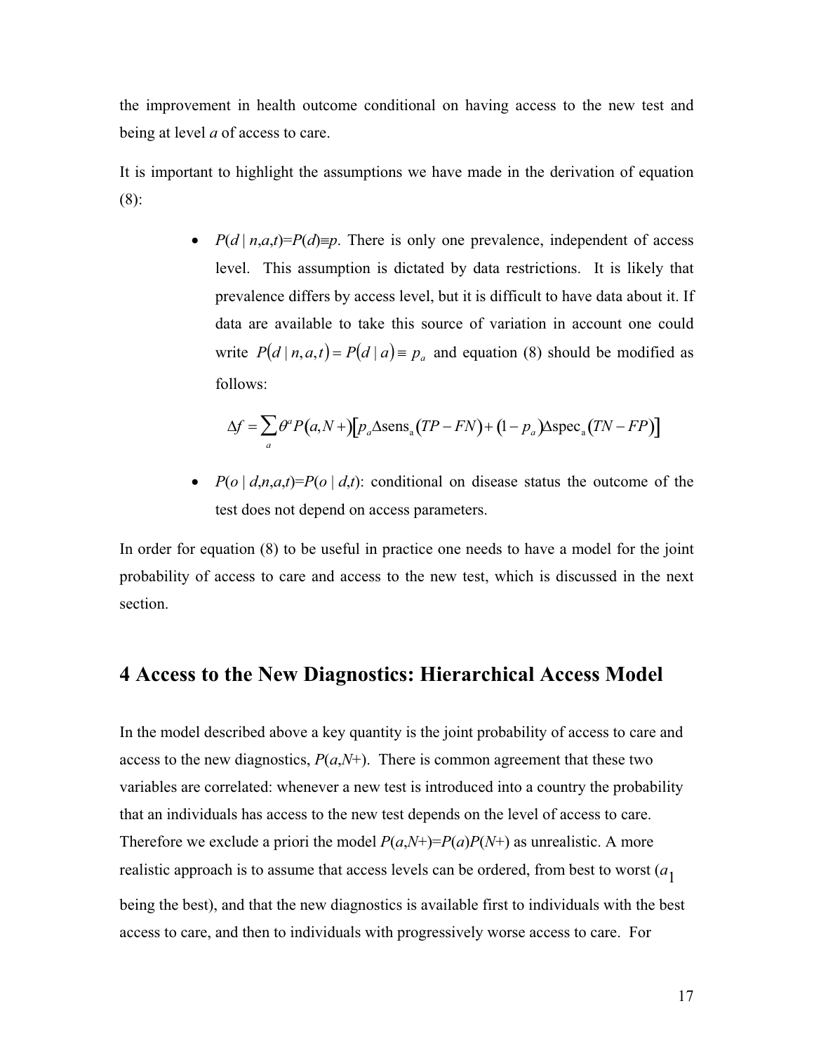the improvement in health outcome conditional on having access to the new test and being at level *a* of access to care.

It is important to highlight the assumptions we have made in the derivation of equation (8):

- $P(d \mid n,a,t)=P(d)\equiv p$. There is only one prevalence, independent of access level. This assumption is dictated by data restrictions. It is likely that prevalence differs by access level, but it is difficult to have data about it. If data are available to take this source of variation in account one could write $P(d \mid n,a,t)=P(d \mid a)\equiv p_a$ and equation (8) should be modified as follows:

$$\Delta f = \sum_a \theta^a P(a,N+)\left[p_a \Delta \text{sens}_a (TP - FN) + (1-p_a)\Delta \text{spec}_a (TN - FP)\right]$$

- $P(o \mid d,n,a,t)=P(o \mid d,t)$: conditional on disease status the outcome of the test does not depend on access parameters.

In order for equation (8) to be useful in practice one needs to have a model for the joint probability of access to care and access to the new test, which is discussed in the next section.

# 4 Access to the New Diagnostics: Hierarchical Access Model

In the model described above a key quantity is the joint probability of access to care and access to the new diagnostics, $P(a,N+)$. There is common agreement that these two variables are correlated: whenever a new test is introduced into a country the probability that an individuals has access to the new test depends on the level of access to care. Therefore we exclude a priori the model $P(a,N+)=P(a)P(N+)$ as unrealistic. A more realistic approach is to assume that access levels can be ordered, from best to worst ($a_1$ being the best), and that the new diagnostics is available first to individuals with the best access to care, and then to individuals with progressively worse access to care. For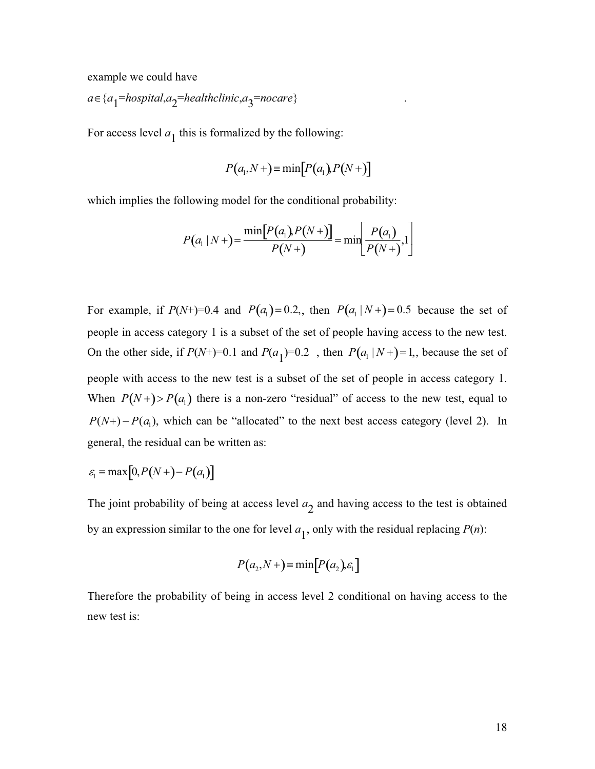example we could have

$a \in \{a_1 = hospital, a_2 = healthclinic, a_3 = nocare\}$ .

For access level $a_1$ this is formalized by the following:

$$P(a_1, N+) \equiv \min[P(a_1), P(N+)]$$

which implies the following model for the conditional probability:

$$P(a_1 \mid N+) = \frac{\min[P(a_1), P(N+)]}{P(N+)} = \min\left[\frac{P(a_1)}{P(N+)}, 1\right]$$

For example, if $P(N+)$=0.4 and $P(a_1) = 0.2$,, then $P(a_1 \mid N+) = 0.5$ because the set of people in access category 1 is a subset of the set of people having access to the new test. On the other side, if $P(N+)$=0.1 and $P(a_1)$=0.2 , then $P(a_1 \mid N+) = 1$,, because the set of people with access to the new test is a subset of the set of people in access category 1. When $P(N+) > P(a_1)$ there is a non-zero "residual" of access to the new test, equal to $P(N+) - P(a_1)$, which can be "allocated" to the next best access category (level 2). In general, the residual can be written as:

$$\varepsilon_1 \equiv \max[0, P(N+) - P(a_1)]$$

The joint probability of being at access level $a_2$ and having access to the test is obtained by an expression similar to the one for level $a_1$, only with the residual replacing $P(n)$:

$$P(a_2, N+) \equiv \min[P(a_2), \varepsilon_1]$$

Therefore the probability of being in access level 2 conditional on having access to the new test is: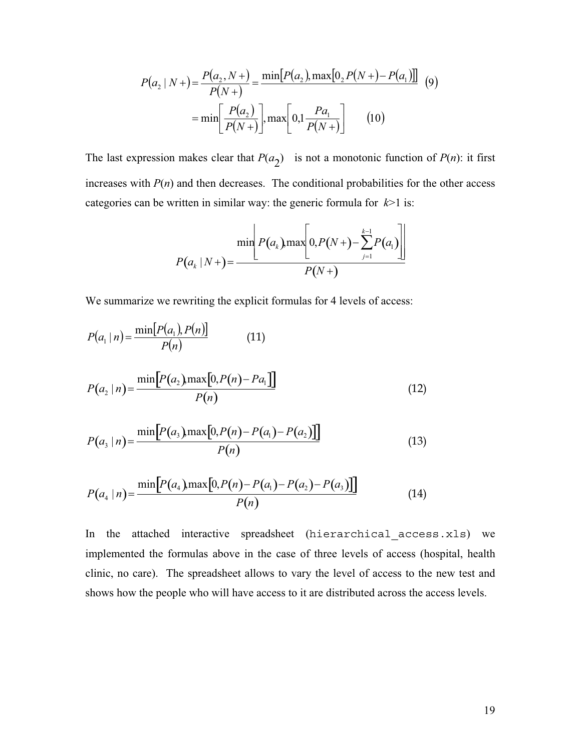$$P(a_2 \mid N+) = \frac{P(a_2, N+)}{P(N+)} = \frac{\min[P(a_2), \max[0_2 P(N+) - P(a_1)]]}{P(N+)} \quad (9)$$

$$= \min\left[\frac{P(a_2)}{P(N+)}\right], \max\left[0, 1\frac{Pa_1}{P(N+)}\right] \quad (10)$$

The last expression makes clear that $P(a_2)$ is not a monotonic function of $P(n)$: it first increases with $P(n)$ and then decreases. The conditional probabilities for the other access categories can be written in similar way: the generic formula for $k$>1 is:

$$P(a_k \mid N+) = \frac{\min\left[P(a_k), \max\left[0, P(N+) - \sum_{j=1}^{k-1} P(a_1)\right]\right]}{P(N+)}$$

We summarize we rewriting the explicit formulas for 4 levels of access:

$$P(a_1 \mid n) = \frac{\min[P(a_1), P(n)]}{P(n)} \quad (11)$$

$$P(a_2 \mid n) = \frac{\min[P(a_2), \max[0, P(n) - Pa_1]]}{P(n)} \quad (12)$$

$$P(a_3 \mid n) = \frac{\min[P(a_3), \max[0, P(n) - P(a_1) - P(a_2)]]}{P(n)} \quad (13)$$

$$P(a_4 \mid n) = \frac{\min[P(a_4), \max[0, P(n) - P(a_1) - P(a_2) - P(a_3)]]}{P(n)} \quad (14)$$

In the attached interactive spreadsheet (`hierarchical_access.xls`) we implemented the formulas above in the case of three levels of access (hospital, health clinic, no care). The spreadsheet allows to vary the level of access to the new test and shows how the people who will have access to it are distributed across the access levels.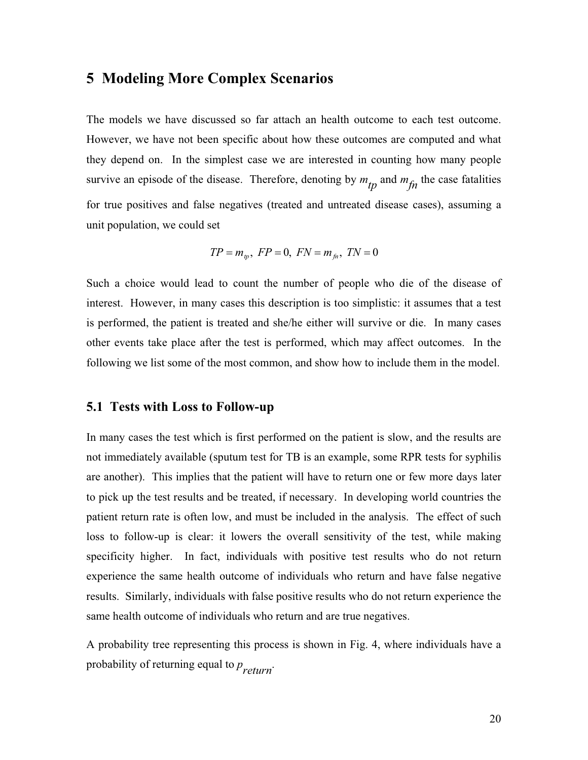## 5 Modeling More Complex Scenarios

The models we have discussed so far attach an health outcome to each test outcome. However, we have not been specific about how these outcomes are computed and what they depend on. In the simplest case we are interested in counting how many people survive an episode of the disease. Therefore, denoting by $m_{tp}$ and $m_{fn}$ the case fatalities for true positives and false negatives (treated and untreated disease cases), assuming a unit population, we could set

$$TP = m_{tp},\ FP = 0,\ FN = m_{fn},\ TN = 0$$

Such a choice would lead to count the number of people who die of the disease of interest. However, in many cases this description is too simplistic: it assumes that a test is performed, the patient is treated and she/he either will survive or die. In many cases other events take place after the test is performed, which may affect outcomes. In the following we list some of the most common, and show how to include them in the model.

### 5.1 Tests with Loss to Follow-up

In many cases the test which is first performed on the patient is slow, and the results are not immediately available (sputum test for TB is an example, some RPR tests for syphilis are another). This implies that the patient will have to return one or few more days later to pick up the test results and be treated, if necessary. In developing world countries the patient return rate is often low, and must be included in the analysis. The effect of such loss to follow-up is clear: it lowers the overall sensitivity of the test, while making specificity higher. In fact, individuals with positive test results who do not return experience the same health outcome of individuals who return and have false negative results. Similarly, individuals with false positive results who do not return experience the same health outcome of individuals who return and are true negatives.

A probability tree representing this process is shown in Fig. 4, where individuals have a probability of returning equal to $p_{return}$.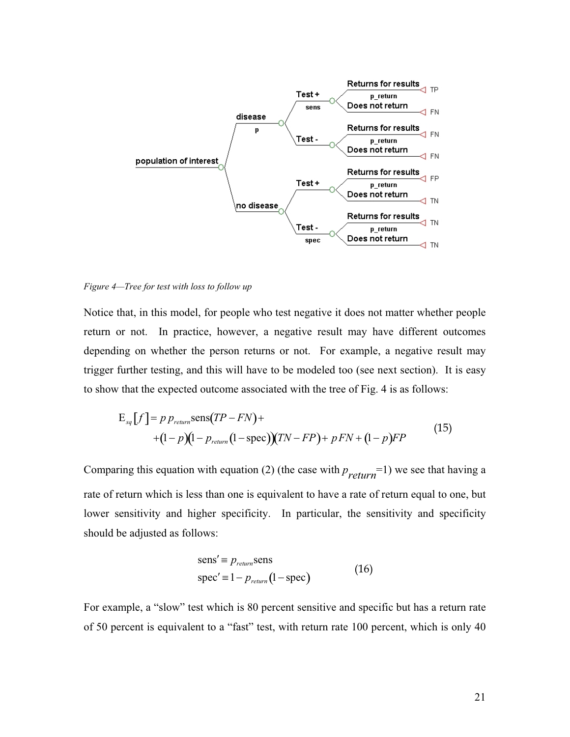Figure 4—Tree for test with loss to follow up

Notice that, in this model, for people who test negative it does not matter whether people return or not. In practice, however, a negative result may have different outcomes depending on whether the person returns or not. For example, a negative result may trigger further testing, and this will have to be modeled too (see next section). It is easy to show that the expected outcome associated with the tree of Fig. 4 is as follows:

$$
\begin{aligned}
\mathrm{E}_{sq}[f] = {} & p\, p_{return} \mathrm{sens}(TP - FN) + \\
& + (1-p)(1 - p_{return}(1-\mathrm{spec}))(TN - FP) + p\,FN + (1-p)FP
\end{aligned}
\tag{15}
$$

Comparing this equation with equation (2) (the case with $p_{return}$=1) we see that having a rate of return which is less than one is equivalent to have a rate of return equal to one, but lower sensitivity and higher specificity. In particular, the sensitivity and specificity should be adjusted as follows:

$$
\begin{aligned}
\mathrm{sens}' &\equiv p_{return}\mathrm{sens} \\
\mathrm{spec}' &\equiv 1 - p_{return}(1-\mathrm{spec})
\end{aligned}
\tag{16}
$$

For example, a "slow" test which is 80 percent sensitive and specific but has a return rate of 50 percent is equivalent to a "fast" test, with return rate 100 percent, which is only 40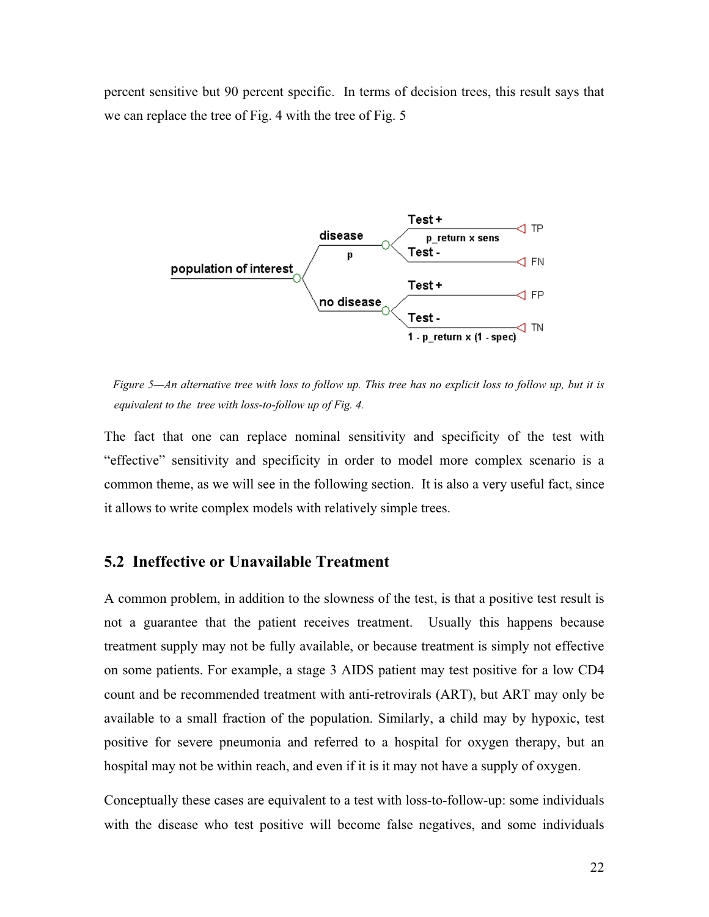percent sensitive but 90 percent specific. In terms of decision trees, this result says that we can replace the tree of Fig. 4 with the tree of Fig. 5

Figure 5—An alternative tree with loss to follow up. This tree has no explicit loss to follow up, but it is equivalent to the tree with loss-to-follow up of Fig. 4.

The fact that one can replace nominal sensitivity and specificity of the test with "effective" sensitivity and specificity in order to model more complex scenario is a common theme, as we will see in the following section. It is also a very useful fact, since it allows to write complex models with relatively simple trees.

## 5.2 Ineffective or Unavailable Treatment

A common problem, in addition to the slowness of the test, is that a positive test result is not a guarantee that the patient receives treatment. Usually this happens because treatment supply may not be fully available, or because treatment is simply not effective on some patients. For example, a stage 3 AIDS patient may test positive for a low CD4 count and be recommended treatment with anti-retrovirals (ART), but ART may only be available to a small fraction of the population. Similarly, a child may by hypoxic, test positive for severe pneumonia and referred to a hospital for oxygen therapy, but an hospital may not be within reach, and even if it is it may not have a supply of oxygen.

Conceptually these cases are equivalent to a test with loss-to-follow-up: some individuals with the disease who test positive will become false negatives, and some individuals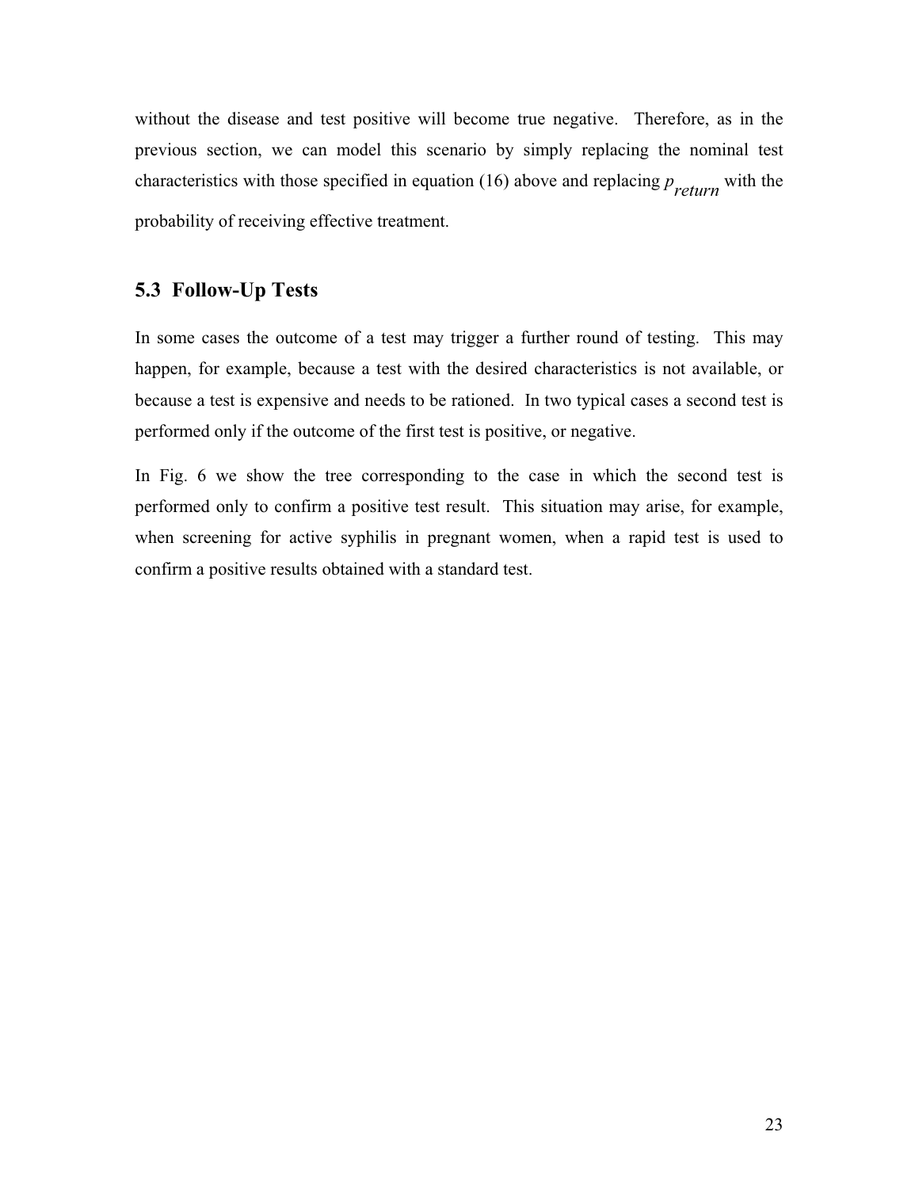without the disease and test positive will become true negative. Therefore, as in the previous section, we can model this scenario by simply replacing the nominal test characteristics with those specified in equation (16) above and replacing $p_{return}$ with the probability of receiving effective treatment.

## 5.3 Follow-Up Tests

In some cases the outcome of a test may trigger a further round of testing. This may happen, for example, because a test with the desired characteristics is not available, or because a test is expensive and needs to be rationed. In two typical cases a second test is performed only if the outcome of the first test is positive, or negative.

In Fig. 6 we show the tree corresponding to the case in which the second test is performed only to confirm a positive test result. This situation may arise, for example, when screening for active syphilis in pregnant women, when a rapid test is used to confirm a positive results obtained with a standard test.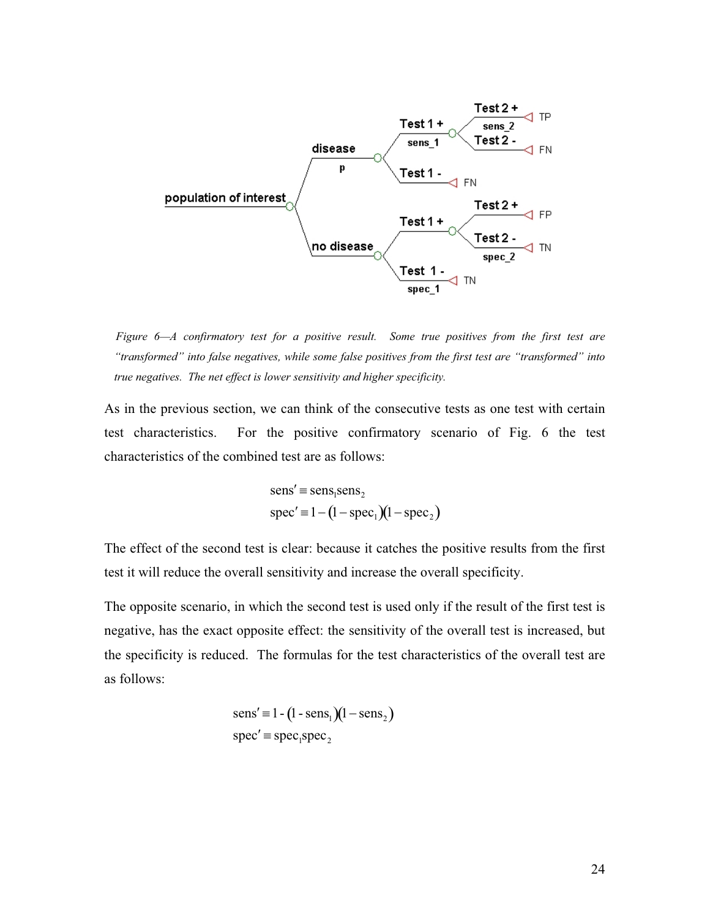*Figure 6—A confirmatory test for a positive result. Some true positives from the first test are "transformed" into false negatives, while some false positives from the first test are "transformed" into true negatives. The net effect is lower sensitivity and higher specificity.*

As in the previous section, we can think of the consecutive tests as one test with certain test characteristics. For the positive confirmatory scenario of Fig. 6 the test characteristics of the combined test are as follows:

$$\text{sens}' \equiv \text{sens}_1\text{sens}_2$$
$$\text{spec}' \equiv 1-(1-\text{spec}_1)(1-\text{spec}_2)$$

The effect of the second test is clear: because it catches the positive results from the first test it will reduce the overall sensitivity and increase the overall specificity.

The opposite scenario, in which the second test is used only if the result of the first test is negative, has the exact opposite effect: the sensitivity of the overall test is increased, but the specificity is reduced. The formulas for the test characteristics of the overall test are as follows:

$$\text{sens}' \equiv 1-(1-\text{sens}_1)(1-\text{sens}_2)$$
$$\text{spec}' \equiv \text{spec}_1\text{spec}_2$$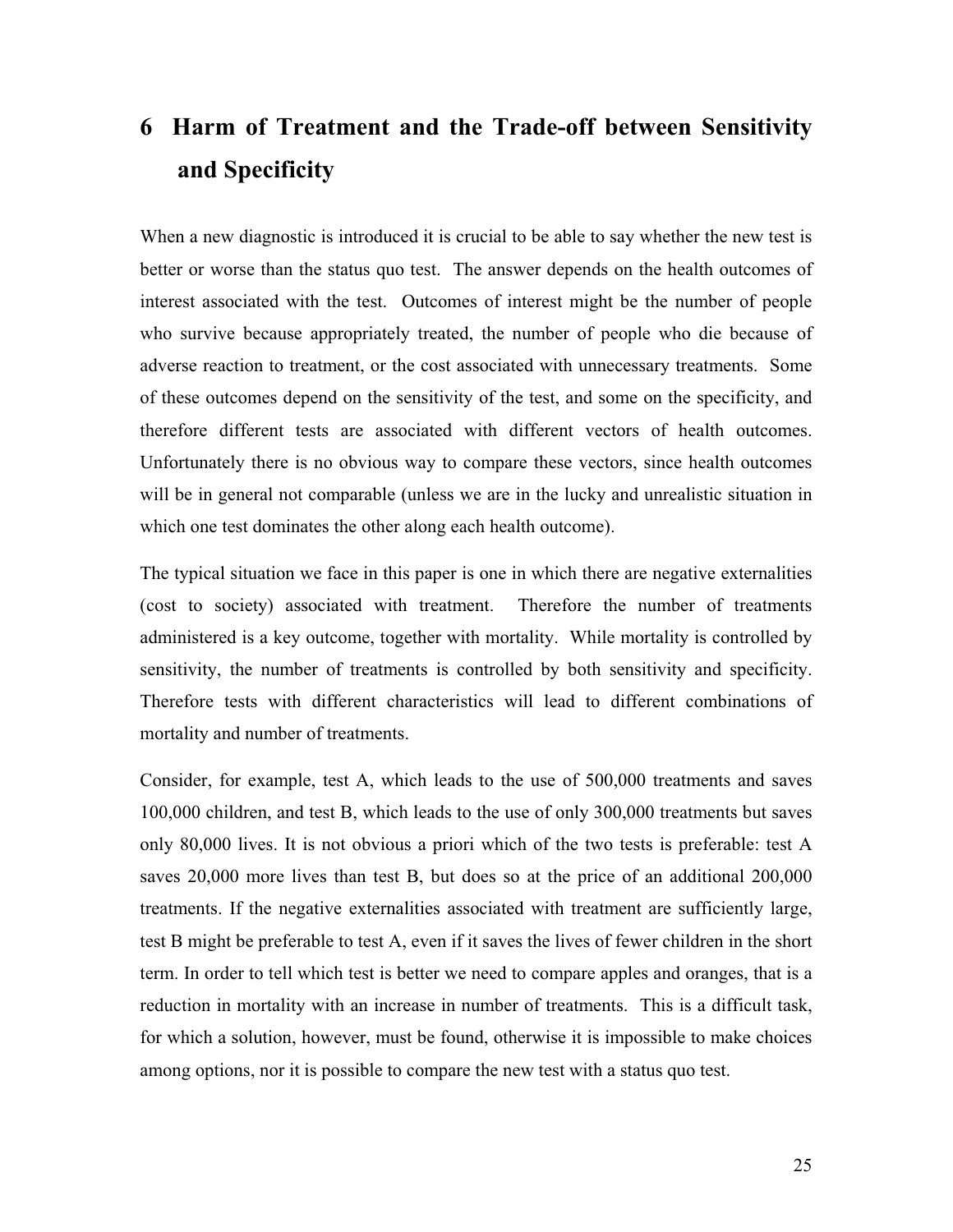# 6 Harm of Treatment and the Trade-off between Sensitivity and Specificity

When a new diagnostic is introduced it is crucial to be able to say whether the new test is better or worse than the status quo test. The answer depends on the health outcomes of interest associated with the test. Outcomes of interest might be the number of people who survive because appropriately treated, the number of people who die because of adverse reaction to treatment, or the cost associated with unnecessary treatments. Some of these outcomes depend on the sensitivity of the test, and some on the specificity, and therefore different tests are associated with different vectors of health outcomes. Unfortunately there is no obvious way to compare these vectors, since health outcomes will be in general not comparable (unless we are in the lucky and unrealistic situation in which one test dominates the other along each health outcome).

The typical situation we face in this paper is one in which there are negative externalities (cost to society) associated with treatment. Therefore the number of treatments administered is a key outcome, together with mortality. While mortality is controlled by sensitivity, the number of treatments is controlled by both sensitivity and specificity. Therefore tests with different characteristics will lead to different combinations of mortality and number of treatments.

Consider, for example, test A, which leads to the use of 500,000 treatments and saves 100,000 children, and test B, which leads to the use of only 300,000 treatments but saves only 80,000 lives. It is not obvious a priori which of the two tests is preferable: test A saves 20,000 more lives than test B, but does so at the price of an additional 200,000 treatments. If the negative externalities associated with treatment are sufficiently large, test B might be preferable to test A, even if it saves the lives of fewer children in the short term. In order to tell which test is better we need to compare apples and oranges, that is a reduction in mortality with an increase in number of treatments. This is a difficult task, for which a solution, however, must be found, otherwise it is impossible to make choices among options, nor it is possible to compare the new test with a status quo test.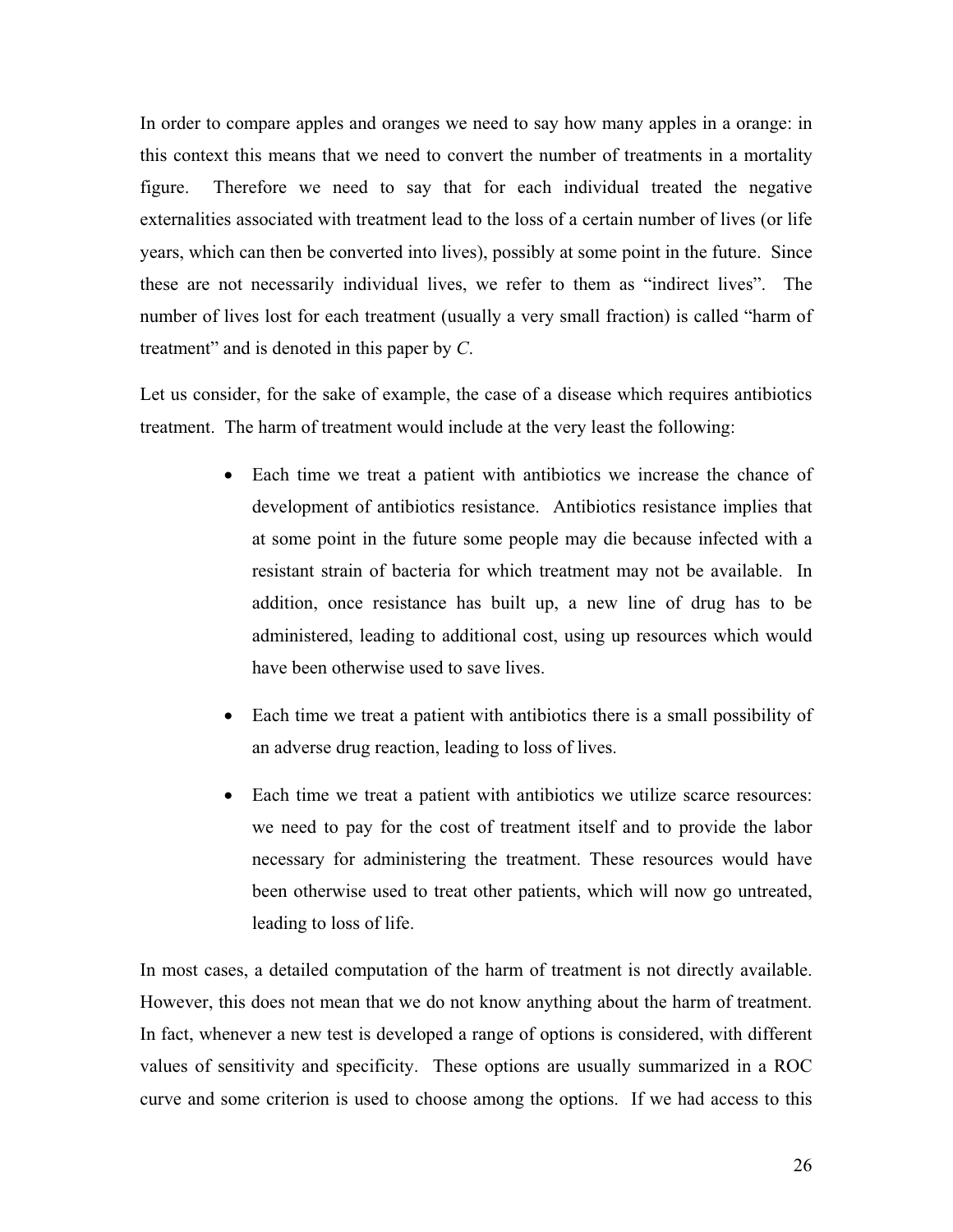In order to compare apples and oranges we need to say how many apples in a orange: in this context this means that we need to convert the number of treatments in a mortality figure. Therefore we need to say that for each individual treated the negative externalities associated with treatment lead to the loss of a certain number of lives (or life years, which can then be converted into lives), possibly at some point in the future. Since these are not necessarily individual lives, we refer to them as "indirect lives". The number of lives lost for each treatment (usually a very small fraction) is called "harm of treatment" and is denoted in this paper by $C$.

Let us consider, for the sake of example, the case of a disease which requires antibiotics treatment. The harm of treatment would include at the very least the following:

- Each time we treat a patient with antibiotics we increase the chance of development of antibiotics resistance. Antibiotics resistance implies that at some point in the future some people may die because infected with a resistant strain of bacteria for which treatment may not be available. In addition, once resistance has built up, a new line of drug has to be administered, leading to additional cost, using up resources which would have been otherwise used to save lives.
- Each time we treat a patient with antibiotics there is a small possibility of an adverse drug reaction, leading to loss of lives.
- Each time we treat a patient with antibiotics we utilize scarce resources: we need to pay for the cost of treatment itself and to provide the labor necessary for administering the treatment. These resources would have been otherwise used to treat other patients, which will now go untreated, leading to loss of life.

In most cases, a detailed computation of the harm of treatment is not directly available. However, this does not mean that we do not know anything about the harm of treatment. In fact, whenever a new test is developed a range of options is considered, with different values of sensitivity and specificity. These options are usually summarized in a ROC curve and some criterion is used to choose among the options. If we had access to this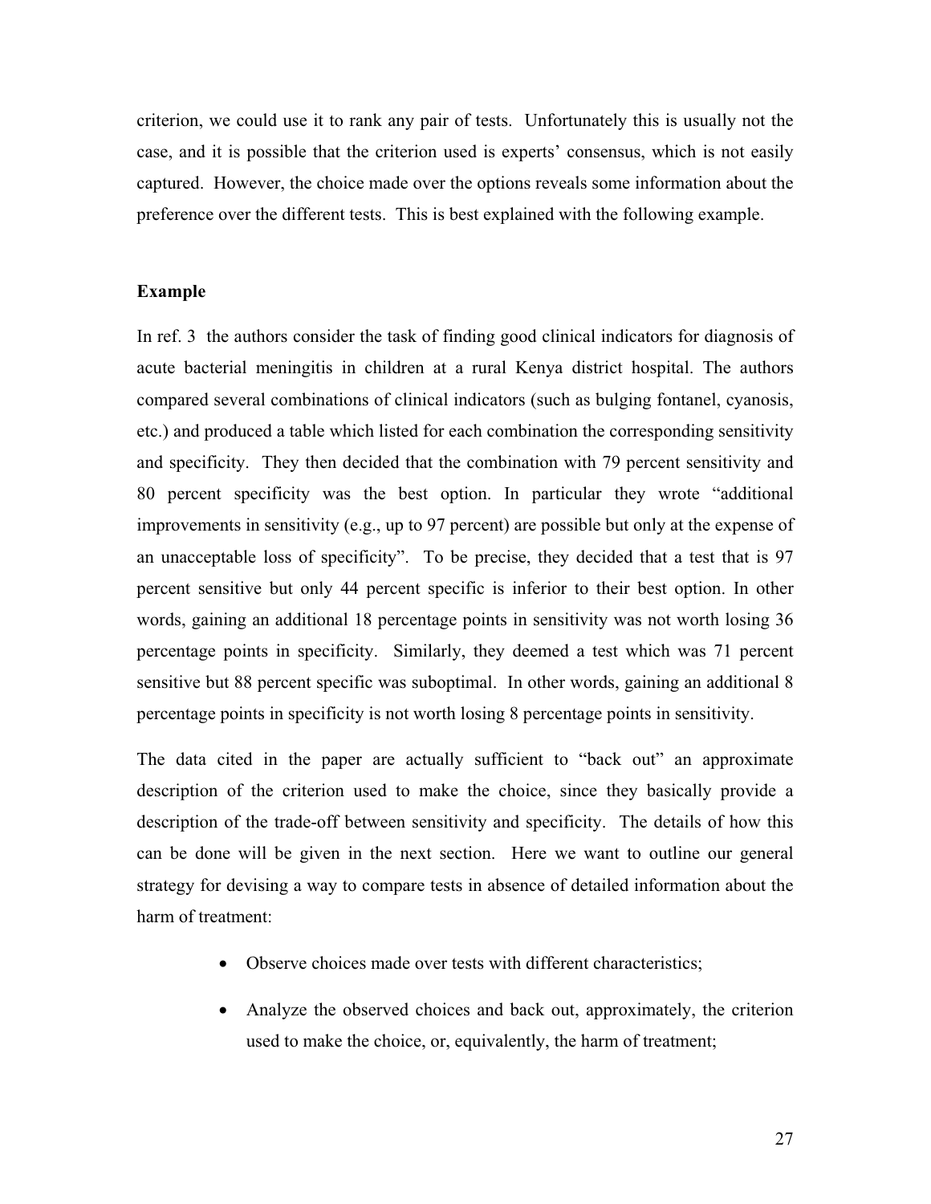criterion, we could use it to rank any pair of tests. Unfortunately this is usually not the case, and it is possible that the criterion used is experts' consensus, which is not easily captured. However, the choice made over the options reveals some information about the preference over the different tests. This is best explained with the following example.

**Example**

In ref. 3 the authors consider the task of finding good clinical indicators for diagnosis of acute bacterial meningitis in children at a rural Kenya district hospital. The authors compared several combinations of clinical indicators (such as bulging fontanel, cyanosis, etc.) and produced a table which listed for each combination the corresponding sensitivity and specificity. They then decided that the combination with 79 percent sensitivity and 80 percent specificity was the best option. In particular they wrote "additional improvements in sensitivity (e.g., up to 97 percent) are possible but only at the expense of an unacceptable loss of specificity". To be precise, they decided that a test that is 97 percent sensitive but only 44 percent specific is inferior to their best option. In other words, gaining an additional 18 percentage points in sensitivity was not worth losing 36 percentage points in specificity. Similarly, they deemed a test which was 71 percent sensitive but 88 percent specific was suboptimal. In other words, gaining an additional 8 percentage points in specificity is not worth losing 8 percentage points in sensitivity.

The data cited in the paper are actually sufficient to "back out" an approximate description of the criterion used to make the choice, since they basically provide a description of the trade-off between sensitivity and specificity. The details of how this can be done will be given in the next section. Here we want to outline our general strategy for devising a way to compare tests in absence of detailed information about the harm of treatment:

- Observe choices made over tests with different characteristics;
- Analyze the observed choices and back out, approximately, the criterion used to make the choice, or, equivalently, the harm of treatment;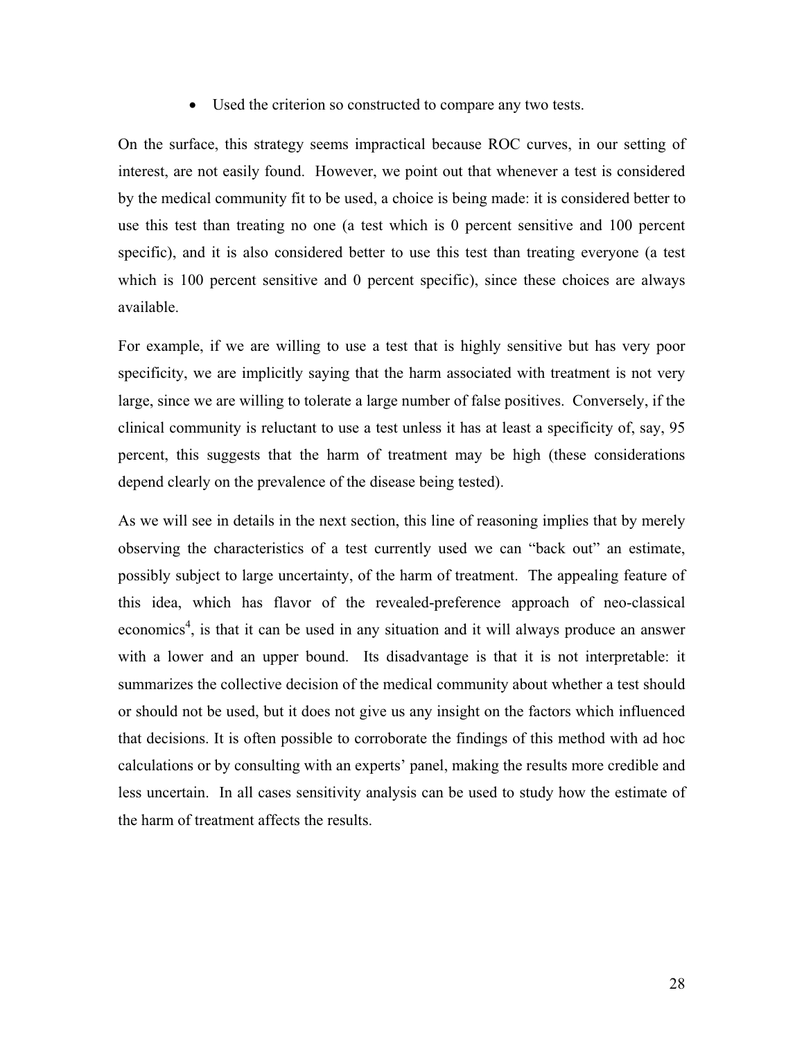- Used the criterion so constructed to compare any two tests.

On the surface, this strategy seems impractical because ROC curves, in our setting of interest, are not easily found. However, we point out that whenever a test is considered by the medical community fit to be used, a choice is being made: it is considered better to use this test than treating no one (a test which is 0 percent sensitive and 100 percent specific), and it is also considered better to use this test than treating everyone (a test which is 100 percent sensitive and 0 percent specific), since these choices are always available.

For example, if we are willing to use a test that is highly sensitive but has very poor specificity, we are implicitly saying that the harm associated with treatment is not very large, since we are willing to tolerate a large number of false positives. Conversely, if the clinical community is reluctant to use a test unless it has at least a specificity of, say, 95 percent, this suggests that the harm of treatment may be high (these considerations depend clearly on the prevalence of the disease being tested).

As we will see in details in the next section, this line of reasoning implies that by merely observing the characteristics of a test currently used we can "back out" an estimate, possibly subject to large uncertainty, of the harm of treatment. The appealing feature of this idea, which has flavor of the revealed-preference approach of neo-classical economics[4], is that it can be used in any situation and it will always produce an answer with a lower and an upper bound. Its disadvantage is that it is not interpretable: it summarizes the collective decision of the medical community about whether a test should or should not be used, but it does not give us any insight on the factors which influenced that decisions. It is often possible to corroborate the findings of this method with ad hoc calculations or by consulting with an experts' panel, making the results more credible and less uncertain. In all cases sensitivity analysis can be used to study how the estimate of the harm of treatment affects the results.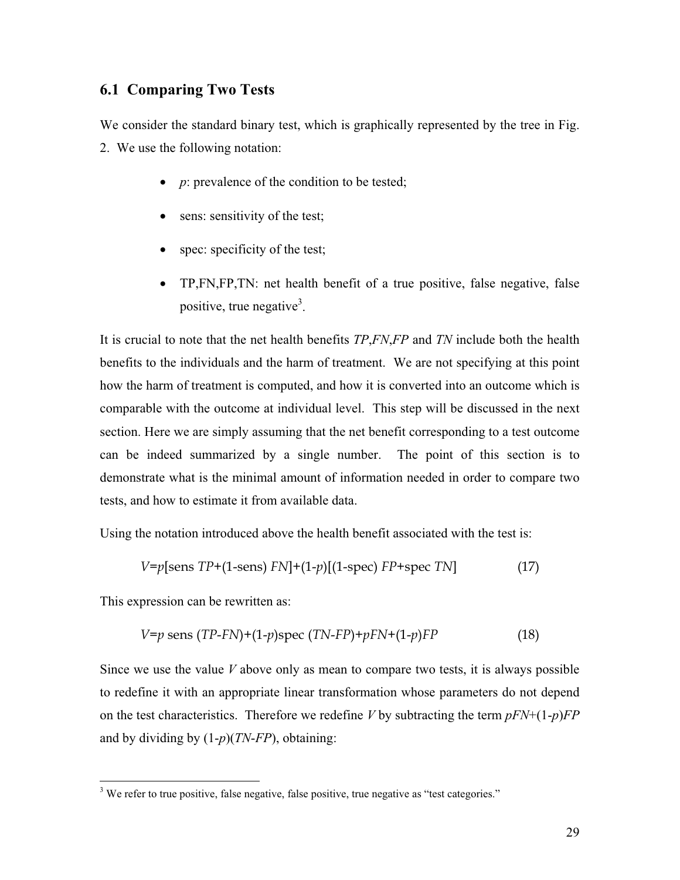## 6.1 Comparing Two Tests

We consider the standard binary test, which is graphically represented by the tree in Fig. 2. We use the following notation:

- $p$: prevalence of the condition to be tested;
- sens: sensitivity of the test;
- spec: specificity of the test;
- TP,FN,FP,TN: net health benefit of a true positive, false negative, false positive, true negative[3].

It is crucial to note that the net health benefits *TP*,*FN*,*FP* and *TN* include both the health benefits to the individuals and the harm of treatment. We are not specifying at this point how the harm of treatment is computed, and how it is converted into an outcome which is comparable with the outcome at individual level. This step will be discussed in the next section. Here we are simply assuming that the net benefit corresponding to a test outcome can be indeed summarized by a single number. The point of this section is to demonstrate what is the minimal amount of information needed in order to compare two tests, and how to estimate it from available data.

Using the notation introduced above the health benefit associated with the test is:

$$V = p[\text{sens } TP + (1-\text{sens})\, FN] + (1-p)[(1-\text{spec})\, FP + \text{spec } TN] \qquad (17)$$

This expression can be rewritten as:

$$V = p \text{ sens } (TP - FN) + (1-p)\text{spec } (TN - FP) + pFN + (1-p)FP \qquad (18)$$

Since we use the value $V$ above only as mean to compare two tests, it is always possible to redefine it with an appropriate linear transformation whose parameters do not depend on the test characteristics. Therefore we redefine $V$ by subtracting the term $pFN+(1-p)FP$ and by dividing by $(1-p)(TN-FP)$, obtaining:

---

[3] We refer to true positive, false negative, false positive, true negative as "test categories."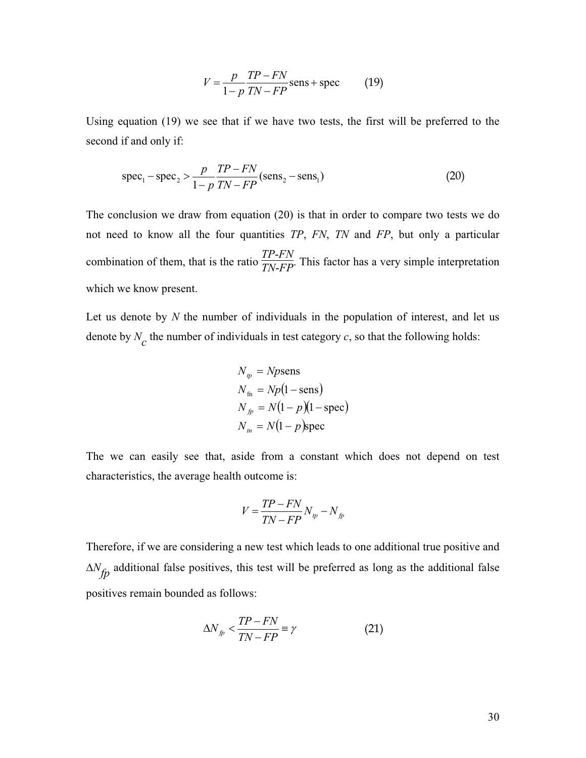$$V = \frac{p}{1-p} \frac{TP - FN}{TN - FP} \text{sens} + \text{spec} \qquad (19)$$

Using equation (19) we see that if we have two tests, the first will be preferred to the second if and only if:

$$\text{spec}_1 - \text{spec}_2 > \frac{p}{1-p} \frac{TP - FN}{TN - FP} (\text{sens}_2 - \text{sens}_1) \qquad (20)$$

The conclusion we draw from equation (20) is that in order to compare two tests we do not need to know all the four quantities *TP*, *FN*, *TN* and *FP*, but only a particular combination of them, that is the ratio $\frac{TP\text{-}FN}{TN\text{-}FP}$. This factor has a very simple interpretation which we know present.

Let us denote by *N* the number of individuals in the population of interest, and let us denote by $N_c$ the number of individuals in test category *c*, so that the following holds:

$$\begin{aligned}
N_{tp} &= Np\text{sens} \\
N_{\text{fn}} &= Np(1 - \text{sens}) \\
N_{fp} &= N(1-p)(1 - \text{spec}) \\
N_{tn} &= N(1-p)\text{spec}
\end{aligned}$$

The we can easily see that, aside from a constant which does not depend on test characteristics, the average health outcome is:

$$V = \frac{TP - FN}{TN - FP} N_{tp} - N_{fp}$$

Therefore, if we are considering a new test which leads to one additional true positive and $\Delta N_{fp}$ additional false positives, this test will be preferred as long as the additional false positives remain bounded as follows:

$$\Delta N_{fp} < \frac{TP - FN}{TN - FP} \equiv \gamma \qquad (21)$$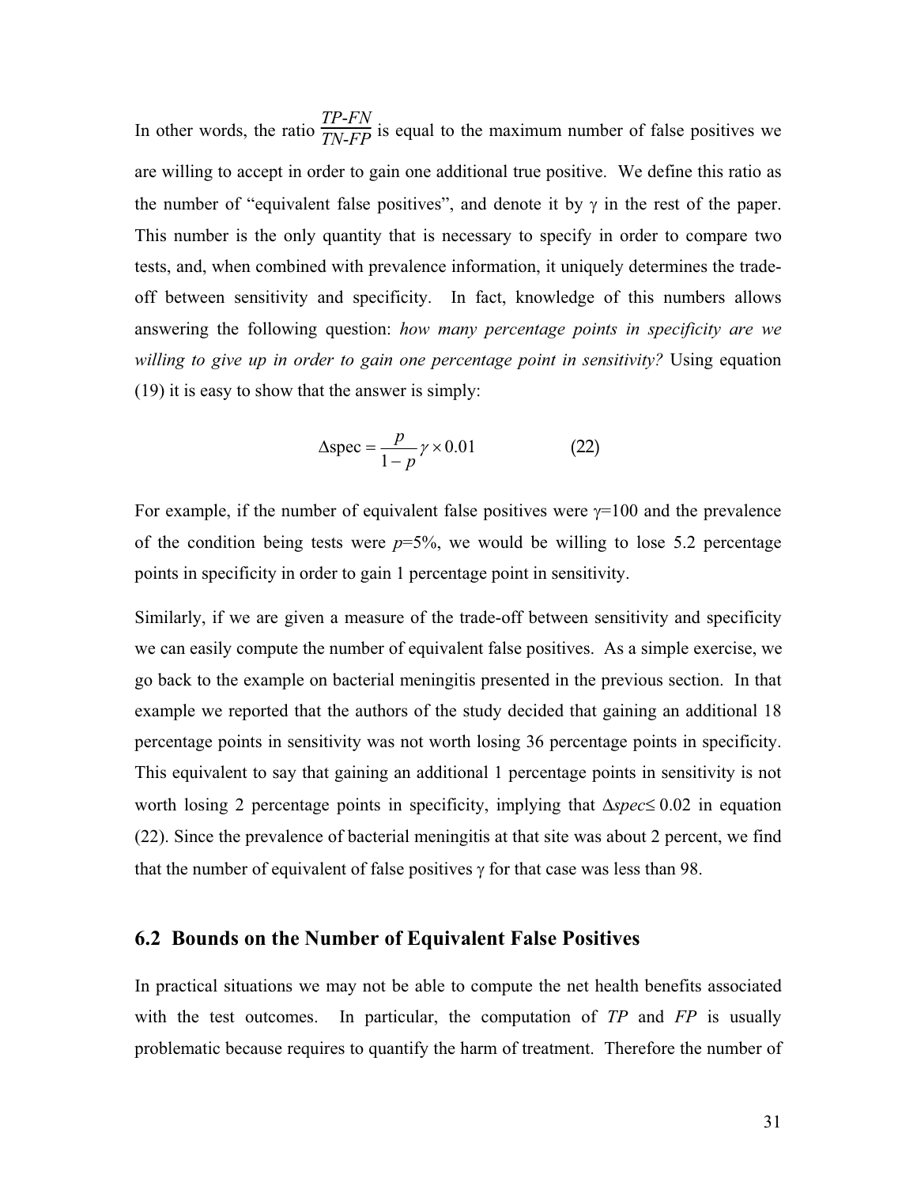In other words, the ratio $\frac{TP\text{-}FN}{TN\text{-}FP}$ is equal to the maximum number of false positives we are willing to accept in order to gain one additional true positive. We define this ratio as the number of "equivalent false positives", and denote it by $\gamma$ in the rest of the paper. This number is the only quantity that is necessary to specify in order to compare two tests, and, when combined with prevalence information, it uniquely determines the trade-off between sensitivity and specificity. In fact, knowledge of this numbers allows answering the following question: *how many percentage points in specificity are we willing to give up in order to gain one percentage point in sensitivity?* Using equation (19) it is easy to show that the answer is simply:

$$\Delta\text{spec} = \frac{p}{1-p}\gamma \times 0.01 \qquad (22)$$

For example, if the number of equivalent false positives were $\gamma$=100 and the prevalence of the condition being tests were $p$=5%, we would be willing to lose 5.2 percentage points in specificity in order to gain 1 percentage point in sensitivity.

Similarly, if we are given a measure of the trade-off between sensitivity and specificity we can easily compute the number of equivalent false positives. As a simple exercise, we go back to the example on bacterial meningitis presented in the previous section. In that example we reported that the authors of the study decided that gaining an additional 18 percentage points in sensitivity was not worth losing 36 percentage points in specificity. This equivalent to say that gaining an additional 1 percentage points in sensitivity is not worth losing 2 percentage points in specificity, implying that $\Delta spec \leq 0.02$ in equation (22). Since the prevalence of bacterial meningitis at that site was about 2 percent, we find that the number of equivalent of false positives $\gamma$ for that case was less than 98.

## 6.2 Bounds on the Number of Equivalent False Positives

In practical situations we may not be able to compute the net health benefits associated with the test outcomes. In particular, the computation of $TP$ and $FP$ is usually problematic because requires to quantify the harm of treatment. Therefore the number of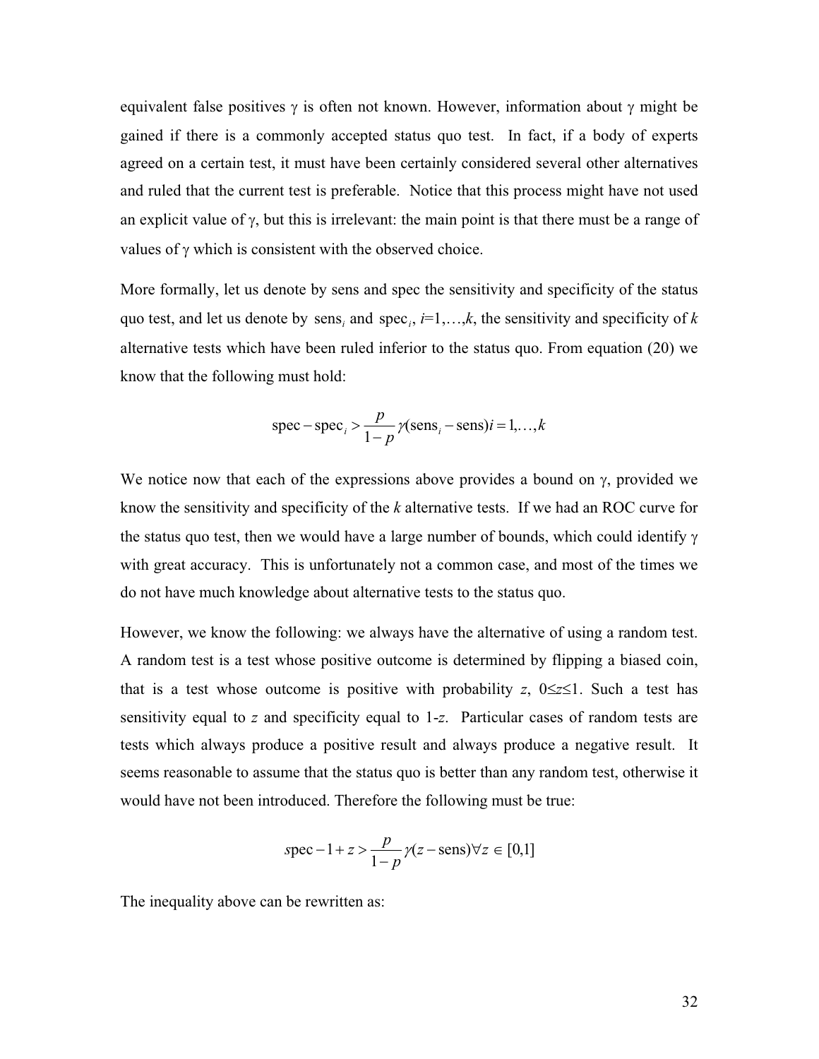equivalent false positives $\gamma$ is often not known. However, information about $\gamma$ might be gained if there is a commonly accepted status quo test. In fact, if a body of experts agreed on a certain test, it must have been certainly considered several other alternatives and ruled that the current test is preferable. Notice that this process might have not used an explicit value of $\gamma$, but this is irrelevant: the main point is that there must be a range of values of $\gamma$ which is consistent with the observed choice.

More formally, let us denote by sens and spec the sensitivity and specificity of the status quo test, and let us denote by $\text{sens}_i$ and $\text{spec}_i$, $i$=1,…,$k$, the sensitivity and specificity of $k$ alternative tests which have been ruled inferior to the status quo. From equation (20) we know that the following must hold:

$$\text{spec} - \text{spec}_i > \frac{p}{1-p}\gamma(\text{sens}_i - \text{sens})\, i = 1,\ldots,k$$

We notice now that each of the expressions above provides a bound on $\gamma$, provided we know the sensitivity and specificity of the $k$ alternative tests. If we had an ROC curve for the status quo test, then we would have a large number of bounds, which could identify $\gamma$ with great accuracy. This is unfortunately not a common case, and most of the times we do not have much knowledge about alternative tests to the status quo.

However, we know the following: we always have the alternative of using a random test. A random test is a test whose positive outcome is determined by flipping a biased coin, that is a test whose outcome is positive with probability $z$, $0 \leq z \leq 1$. Such a test has sensitivity equal to $z$ and specificity equal to $1-z$. Particular cases of random tests are tests which always produce a positive result and always produce a negative result. It seems reasonable to assume that the status quo is better than any random test, otherwise it would have not been introduced. Therefore the following must be true:

$$\text{spec} - 1 + z > \frac{p}{1-p}\gamma(z - \text{sens})\, \forall z \in [0,1]$$

The inequality above can be rewritten as: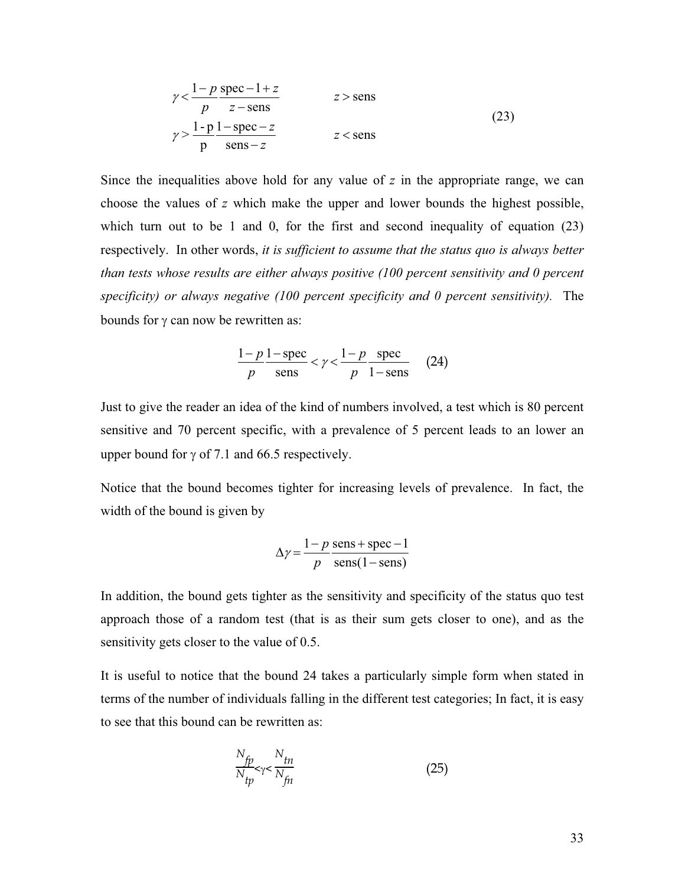$$
\begin{aligned}
&\gamma < \frac{1-p}{p}\frac{\text{spec}-1+z}{z-\text{sens}} \qquad\qquad z > \text{sens} \\
&\gamma > \frac{1-\text{p}}{\text{p}}\frac{1-\text{spec}-z}{\text{sens}-z} \qquad\qquad z < \text{sens}
\end{aligned} \tag{23}
$$

Since the inequalities above hold for any value of $z$ in the appropriate range, we can choose the values of $z$ which make the upper and lower bounds the highest possible, which turn out to be 1 and 0, for the first and second inequality of equation (23) respectively. In other words, *it is sufficient to assume that the status quo is always better than tests whose results are either always positive (100 percent sensitivity and 0 percent specificity) or always negative (100 percent specificity and 0 percent sensitivity).* The bounds for $\gamma$ can now be rewritten as:

$$
\frac{1-p}{p}\frac{1-\text{spec}}{\text{sens}} < \gamma < \frac{1-p}{p}\frac{\text{spec}}{1-\text{sens}} \qquad (24)
$$

Just to give the reader an idea of the kind of numbers involved, a test which is 80 percent sensitive and 70 percent specific, with a prevalence of 5 percent leads to an lower an upper bound for $\gamma$ of 7.1 and 66.5 respectively.

Notice that the bound becomes tighter for increasing levels of prevalence. In fact, the width of the bound is given by

$$
\Delta\gamma = \frac{1-p}{p}\frac{\text{sens}+\text{spec}-1}{\text{sens}(1-\text{sens})}
$$

In addition, the bound gets tighter as the sensitivity and specificity of the status quo test approach those of a random test (that is as their sum gets closer to one), and as the sensitivity gets closer to the value of 0.5.

It is useful to notice that the bound 24 takes a particularly simple form when stated in terms of the number of individuals falling in the different test categories; In fact, it is easy to see that this bound can be rewritten as:

$$
\frac{N_{fp}}{N_{tp}} < \gamma < \frac{N_{tn}}{N_{fn}} \qquad (25)
$$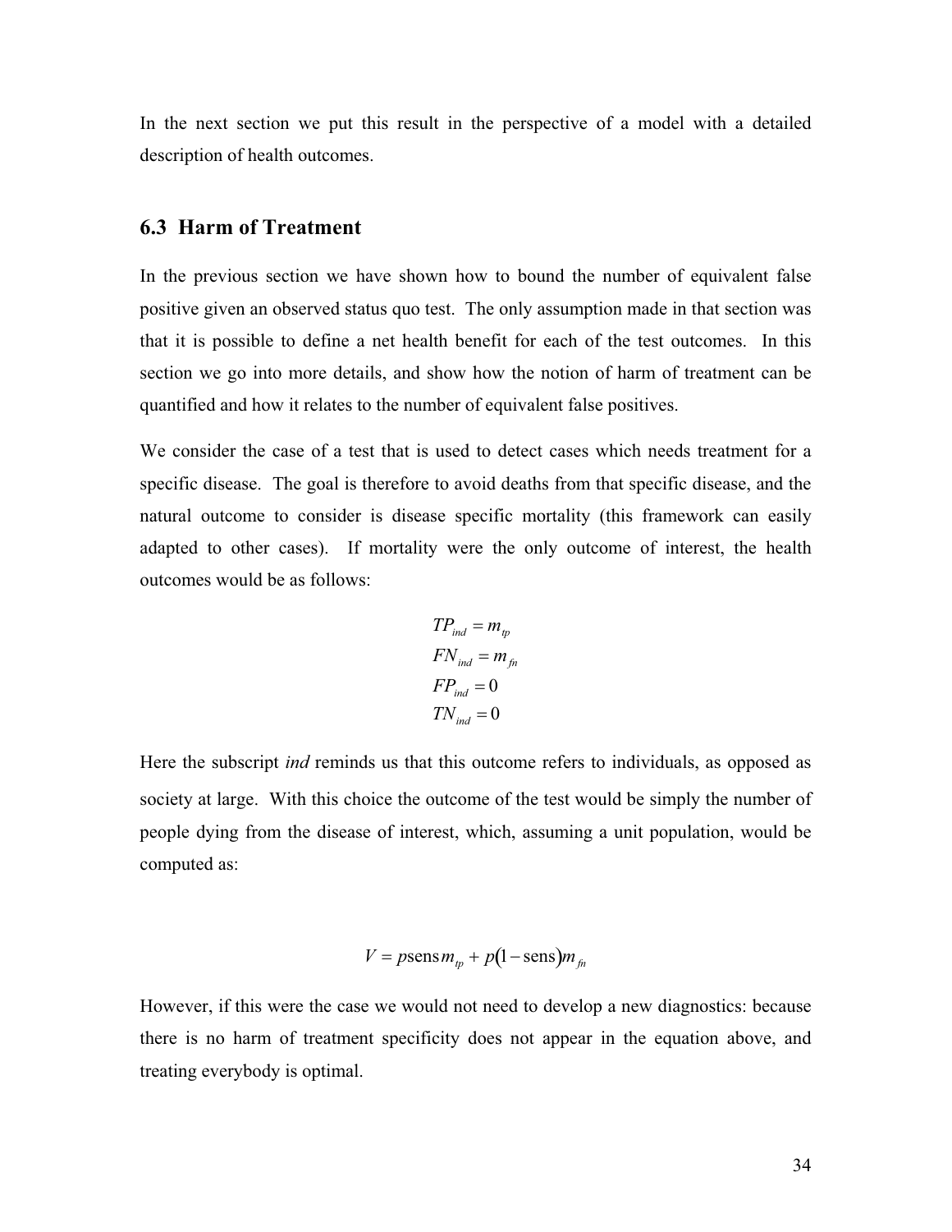In the next section we put this result in the perspective of a model with a detailed description of health outcomes.

## 6.3 Harm of Treatment

In the previous section we have shown how to bound the number of equivalent false positive given an observed status quo test. The only assumption made in that section was that it is possible to define a net health benefit for each of the test outcomes. In this section we go into more details, and show how the notion of harm of treatment can be quantified and how it relates to the number of equivalent false positives.

We consider the case of a test that is used to detect cases which needs treatment for a specific disease. The goal is therefore to avoid deaths from that specific disease, and the natural outcome to consider is disease specific mortality (this framework can easily adapted to other cases). If mortality were the only outcome of interest, the health outcomes would be as follows:

$$
\begin{aligned}
TP_{ind} &= m_{tp} \\
FN_{ind} &= m_{fn} \\
FP_{ind} &= 0 \\
TN_{ind} &= 0
\end{aligned}
$$

Here the subscript *ind* reminds us that this outcome refers to individuals, as opposed as society at large. With this choice the outcome of the test would be simply the number of people dying from the disease of interest, which, assuming a unit population, would be computed as:

$$
V = p\,\text{sens}\, m_{tp} + p(1 - \text{sens}) m_{fn}
$$

However, if this were the case we would not need to develop a new diagnostics: because there is no harm of treatment specificity does not appear in the equation above, and treating everybody is optimal.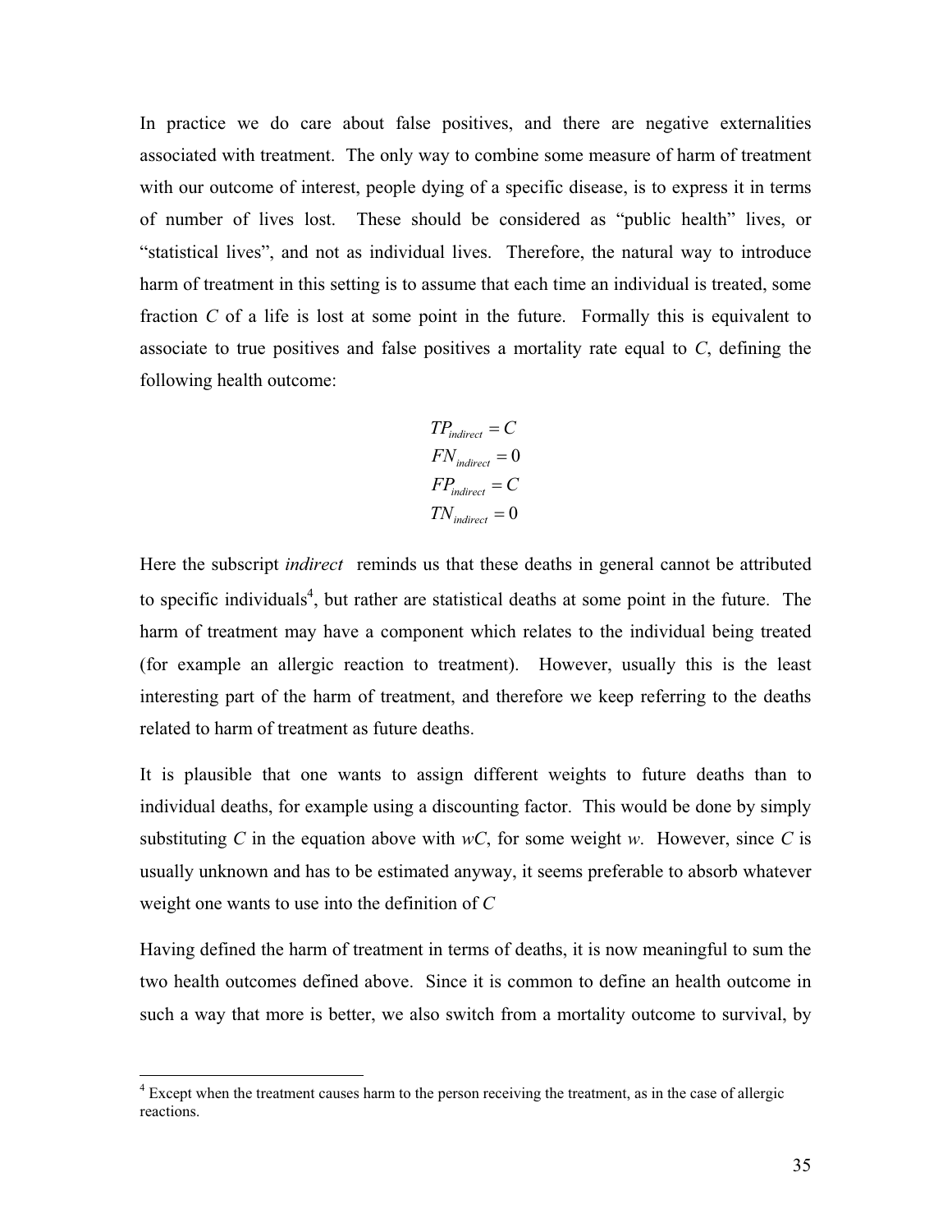In practice we do care about false positives, and there are negative externalities associated with treatment. The only way to combine some measure of harm of treatment with our outcome of interest, people dying of a specific disease, is to express it in terms of number of lives lost. These should be considered as "public health" lives, or "statistical lives", and not as individual lives. Therefore, the natural way to introduce harm of treatment in this setting is to assume that each time an individual is treated, some fraction *C* of a life is lost at some point in the future. Formally this is equivalent to associate to true positives and false positives a mortality rate equal to *C*, defining the following health outcome:

$$
\begin{aligned}
TP_{indirect} &= C \\
FN_{indirect} &= 0 \\
FP_{indirect} &= C \\
TN_{indirect} &= 0
\end{aligned}
$$

Here the subscript *indirect* reminds us that these deaths in general cannot be attributed to specific individuals[4], but rather are statistical deaths at some point in the future. The harm of treatment may have a component which relates to the individual being treated (for example an allergic reaction to treatment). However, usually this is the least interesting part of the harm of treatment, and therefore we keep referring to the deaths related to harm of treatment as future deaths.

It is plausible that one wants to assign different weights to future deaths than to individual deaths, for example using a discounting factor. This would be done by simply substituting *C* in the equation above with *wC*, for some weight *w*. However, since *C* is usually unknown and has to be estimated anyway, it seems preferable to absorb whatever weight one wants to use into the definition of *C*

Having defined the harm of treatment in terms of deaths, it is now meaningful to sum the two health outcomes defined above. Since it is common to define an health outcome in such a way that more is better, we also switch from a mortality outcome to survival, by

[4] Except when the treatment causes harm to the person receiving the treatment, as in the case of allergic reactions.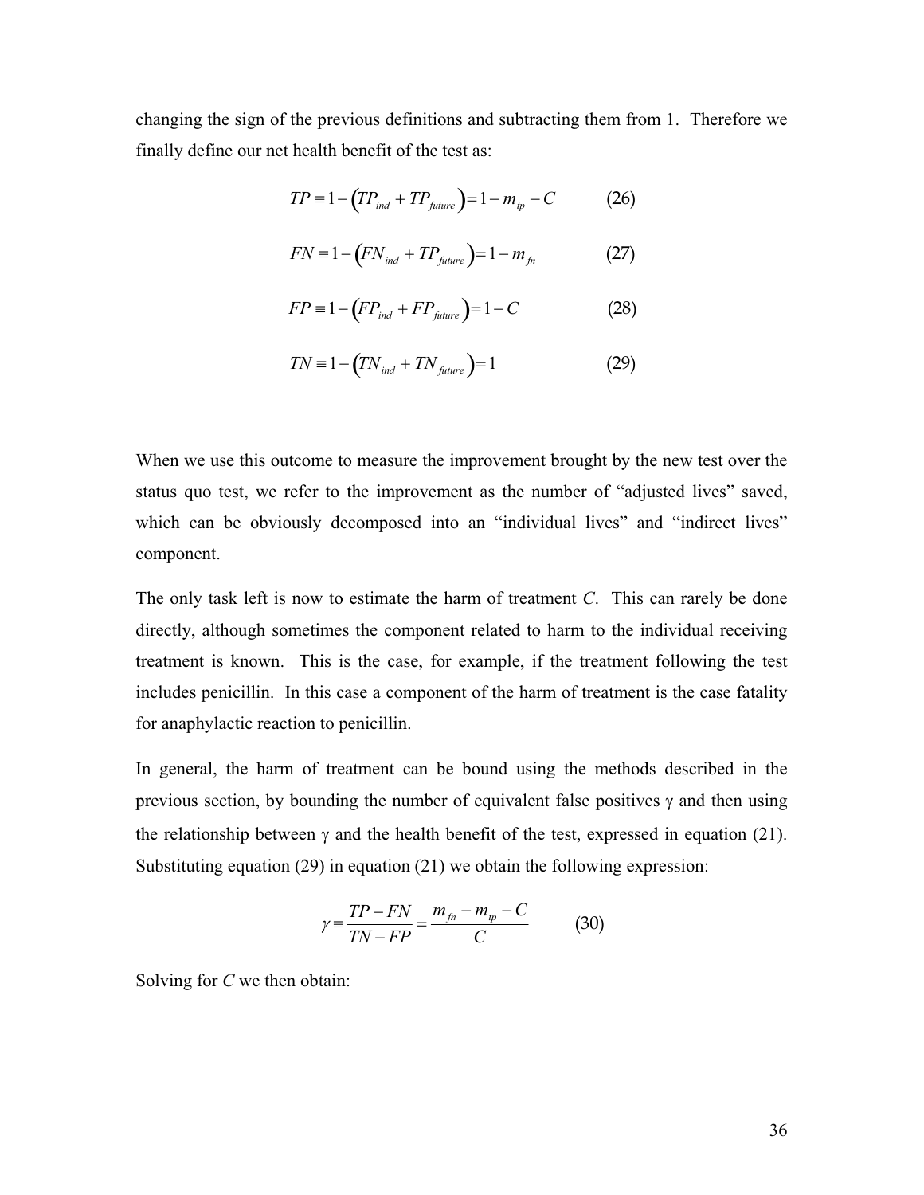changing the sign of the previous definitions and subtracting them from 1. Therefore we finally define our net health benefit of the test as:

$$TP \equiv 1 - \left(TP_{ind} + TP_{future}\right) = 1 - m_{tp} - C \qquad (26)$$

$$FN \equiv 1 - \left(FN_{ind} + TP_{future}\right) = 1 - m_{fn} \qquad (27)$$

$$FP \equiv 1 - \left(FP_{ind} + FP_{future}\right) = 1 - C \qquad (28)$$

$$TN \equiv 1 - \left(TN_{ind} + TN_{future}\right) = 1 \qquad (29)$$

When we use this outcome to measure the improvement brought by the new test over the status quo test, we refer to the improvement as the number of "adjusted lives" saved, which can be obviously decomposed into an "individual lives" and "indirect lives" component.

The only task left is now to estimate the harm of treatment $C$. This can rarely be done directly, although sometimes the component related to harm to the individual receiving treatment is known. This is the case, for example, if the treatment following the test includes penicillin. In this case a component of the harm of treatment is the case fatality for anaphylactic reaction to penicillin.

In general, the harm of treatment can be bound using the methods described in the previous section, by bounding the number of equivalent false positives $\gamma$ and then using the relationship between $\gamma$ and the health benefit of the test, expressed in equation (21). Substituting equation (29) in equation (21) we obtain the following expression:

$$\gamma \equiv \frac{TP - FN}{TN - FP} = \frac{m_{fn} - m_{tp} - C}{C} \qquad (30)$$

Solving for $C$ we then obtain: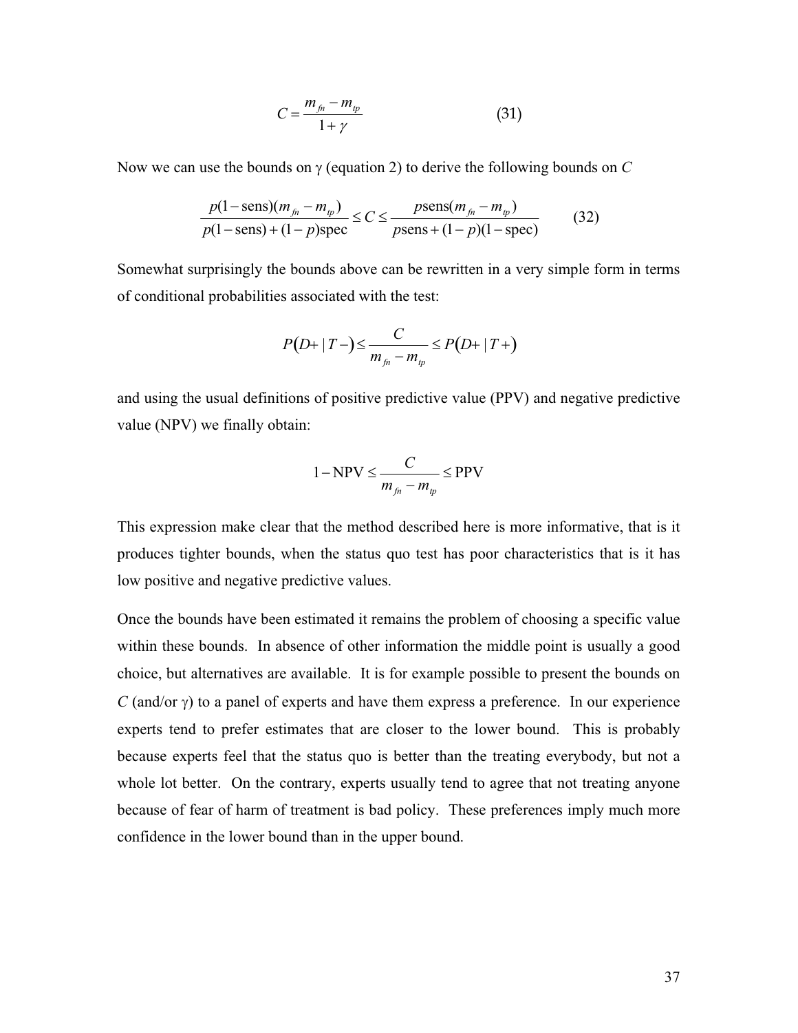$$C = \frac{m_{fn} - m_{tp}}{1 + \gamma} \tag{31}$$

Now we can use the bounds on γ (equation 2) to derive the following bounds on $C$

$$\frac{p(1 - \text{sens})(m_{fn} - m_{tp})}{p(1 - \text{sens}) + (1 - p)\text{spec}} \leq C \leq \frac{p\text{sens}(m_{fn} - m_{tp})}{p\text{sens} + (1 - p)(1 - \text{spec})} \tag{32}$$

Somewhat surprisingly the bounds above can be rewritten in a very simple form in terms of conditional probabilities associated with the test:

$$P(D+ \mid T-) \leq \frac{C}{m_{fn} - m_{tp}} \leq P(D+ \mid T+)$$

and using the usual definitions of positive predictive value (PPV) and negative predictive value (NPV) we finally obtain:

$$1 - \text{NPV} \leq \frac{C}{m_{fn} - m_{tp}} \leq \text{PPV}$$

This expression make clear that the method described here is more informative, that is it produces tighter bounds, when the status quo test has poor characteristics that is it has low positive and negative predictive values.

Once the bounds have been estimated it remains the problem of choosing a specific value within these bounds. In absence of other information the middle point is usually a good choice, but alternatives are available. It is for example possible to present the bounds on $C$ (and/or γ) to a panel of experts and have them express a preference. In our experience experts tend to prefer estimates that are closer to the lower bound. This is probably because experts feel that the status quo is better than the treating everybody, but not a whole lot better. On the contrary, experts usually tend to agree that not treating anyone because of fear of harm of treatment is bad policy. These preferences imply much more confidence in the lower bound than in the upper bound.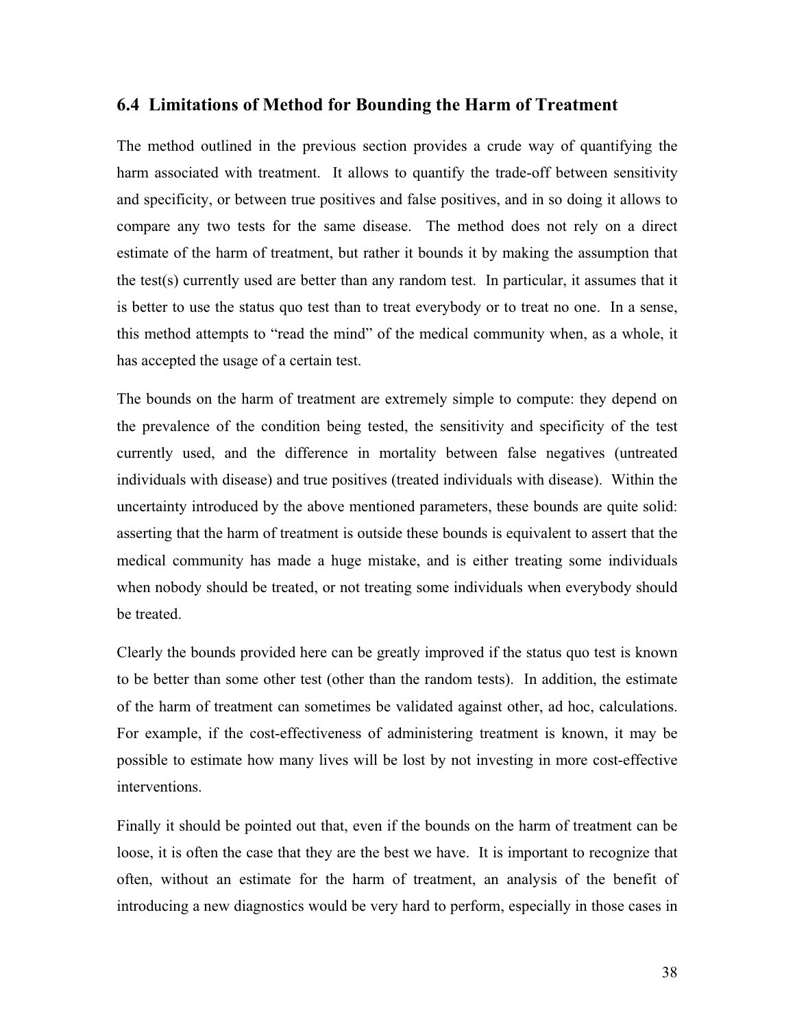## 6.4 Limitations of Method for Bounding the Harm of Treatment

The method outlined in the previous section provides a crude way of quantifying the harm associated with treatment. It allows to quantify the trade-off between sensitivity and specificity, or between true positives and false positives, and in so doing it allows to compare any two tests for the same disease. The method does not rely on a direct estimate of the harm of treatment, but rather it bounds it by making the assumption that the test(s) currently used are better than any random test. In particular, it assumes that it is better to use the status quo test than to treat everybody or to treat no one. In a sense, this method attempts to "read the mind" of the medical community when, as a whole, it has accepted the usage of a certain test.

The bounds on the harm of treatment are extremely simple to compute: they depend on the prevalence of the condition being tested, the sensitivity and specificity of the test currently used, and the difference in mortality between false negatives (untreated individuals with disease) and true positives (treated individuals with disease). Within the uncertainty introduced by the above mentioned parameters, these bounds are quite solid: asserting that the harm of treatment is outside these bounds is equivalent to assert that the medical community has made a huge mistake, and is either treating some individuals when nobody should be treated, or not treating some individuals when everybody should be treated.

Clearly the bounds provided here can be greatly improved if the status quo test is known to be better than some other test (other than the random tests). In addition, the estimate of the harm of treatment can sometimes be validated against other, ad hoc, calculations. For example, if the cost-effectiveness of administering treatment is known, it may be possible to estimate how many lives will be lost by not investing in more cost-effective interventions.

Finally it should be pointed out that, even if the bounds on the harm of treatment can be loose, it is often the case that they are the best we have. It is important to recognize that often, without an estimate for the harm of treatment, an analysis of the benefit of introducing a new diagnostics would be very hard to perform, especially in those cases in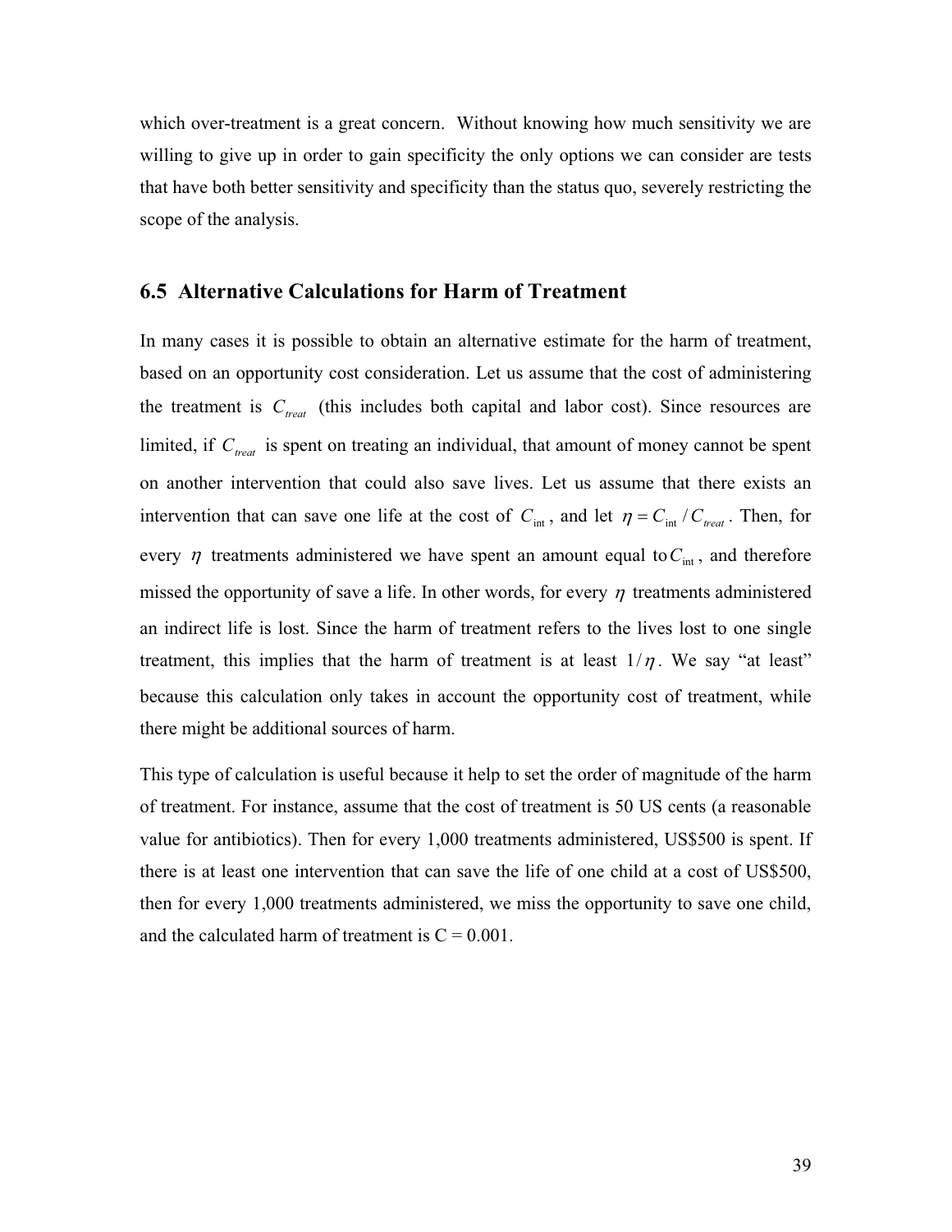which over-treatment is a great concern. Without knowing how much sensitivity we are willing to give up in order to gain specificity the only options we can consider are tests that have both better sensitivity and specificity than the status quo, severely restricting the scope of the analysis.

## 6.5 Alternative Calculations for Harm of Treatment

In many cases it is possible to obtain an alternative estimate for the harm of treatment, based on an opportunity cost consideration. Let us assume that the cost of administering the treatment is $C_{treat}$ (this includes both capital and labor cost). Since resources are limited, if $C_{treat}$ is spent on treating an individual, that amount of money cannot be spent on another intervention that could also save lives. Let us assume that there exists an intervention that can save one life at the cost of $C_{int}$, and let $\eta = C_{int} / C_{treat}$. Then, for every $\eta$ treatments administered we have spent an amount equal to $C_{int}$, and therefore missed the opportunity of save a life. In other words, for every $\eta$ treatments administered an indirect life is lost. Since the harm of treatment refers to the lives lost to one single treatment, this implies that the harm of treatment is at least $1/\eta$. We say "at least" because this calculation only takes in account the opportunity cost of treatment, while there might be additional sources of harm.

This type of calculation is useful because it help to set the order of magnitude of the harm of treatment. For instance, assume that the cost of treatment is 50 US cents (a reasonable value for antibiotics). Then for every 1,000 treatments administered, US$500 is spent. If there is at least one intervention that can save the life of one child at a cost of US$500, then for every 1,000 treatments administered, we miss the opportunity to save one child, and the calculated harm of treatment is C = 0.001.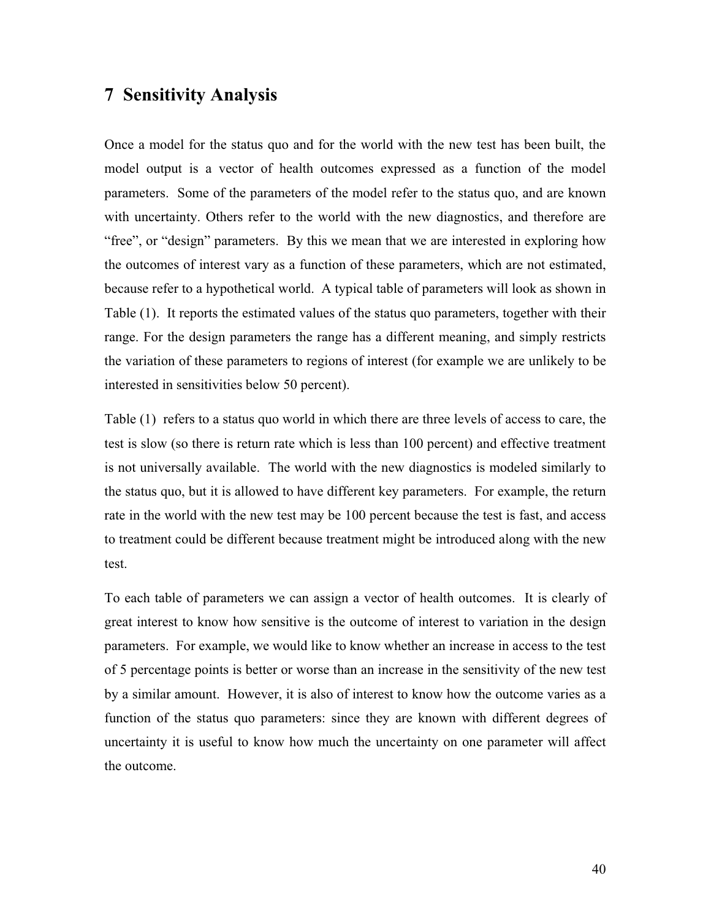# 7 Sensitivity Analysis

Once a model for the status quo and for the world with the new test has been built, the model output is a vector of health outcomes expressed as a function of the model parameters. Some of the parameters of the model refer to the status quo, and are known with uncertainty. Others refer to the world with the new diagnostics, and therefore are "free", or "design" parameters. By this we mean that we are interested in exploring how the outcomes of interest vary as a function of these parameters, which are not estimated, because refer to a hypothetical world. A typical table of parameters will look as shown in Table (1). It reports the estimated values of the status quo parameters, together with their range. For the design parameters the range has a different meaning, and simply restricts the variation of these parameters to regions of interest (for example we are unlikely to be interested in sensitivities below 50 percent).

Table (1) refers to a status quo world in which there are three levels of access to care, the test is slow (so there is return rate which is less than 100 percent) and effective treatment is not universally available. The world with the new diagnostics is modeled similarly to the status quo, but it is allowed to have different key parameters. For example, the return rate in the world with the new test may be 100 percent because the test is fast, and access to treatment could be different because treatment might be introduced along with the new test.

To each table of parameters we can assign a vector of health outcomes. It is clearly of great interest to know how sensitive is the outcome of interest to variation in the design parameters. For example, we would like to know whether an increase in access to the test of 5 percentage points is better or worse than an increase in the sensitivity of the new test by a similar amount. However, it is also of interest to know how the outcome varies as a function of the status quo parameters: since they are known with different degrees of uncertainty it is useful to know how much the uncertainty on one parameter will affect the outcome.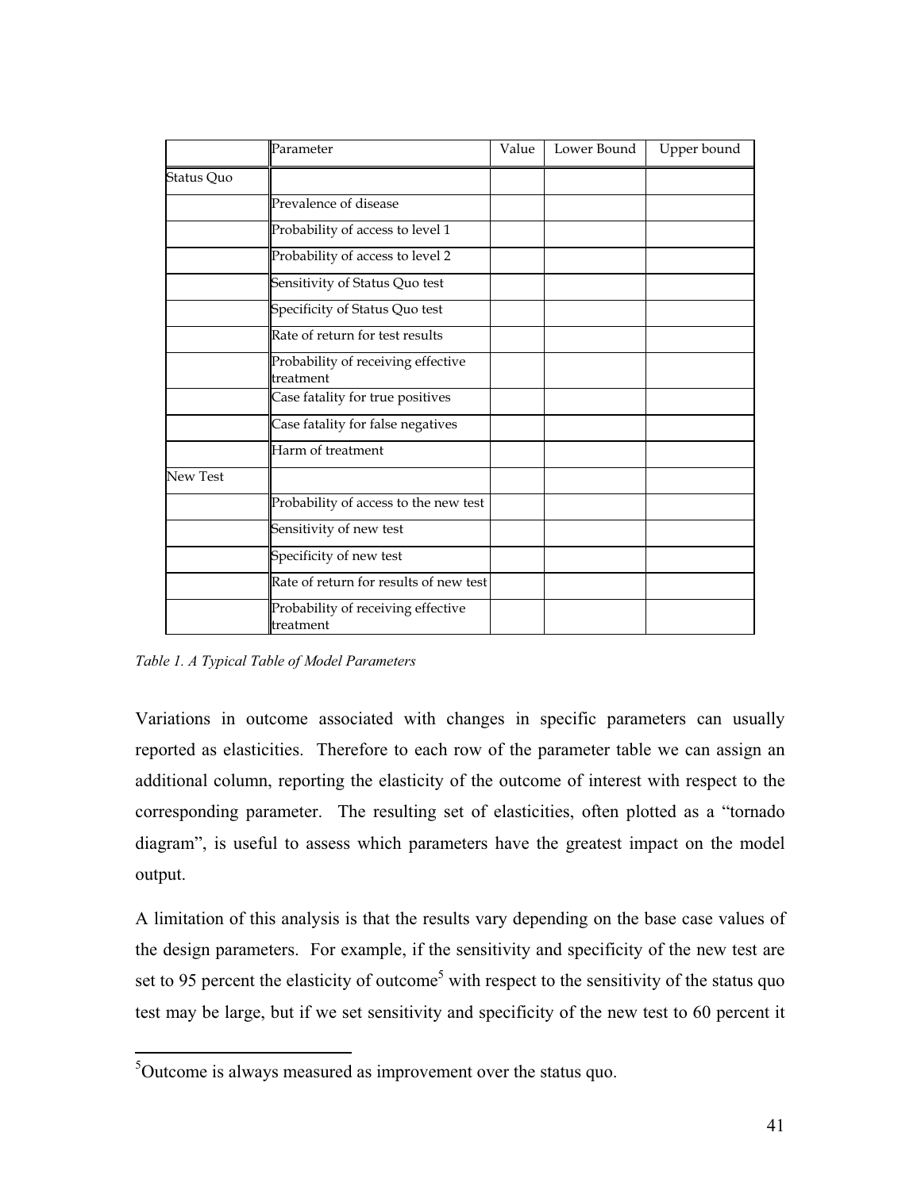| | Parameter | Value | Lower Bound | Upper bound |
|---|---|---|---|---|
| Status Quo | | | | |
| | Prevalence of disease | | | |
| | Probability of access to level 1 | | | |
| | Probability of access to level 2 | | | |
| | Sensitivity of Status Quo test | | | |
| | Specificity of Status Quo test | | | |
| | Rate of return for test results | | | |
| | Probability of receiving effective treatment | | | |
| | Case fatality for true positives | | | |
| | Case fatality for false negatives | | | |
| | Harm of treatment | | | |
| New Test | | | | |
| | Probability of access to the new test | | | |
| | Sensitivity of new test | | | |
| | Specificity of new test | | | |
| | Rate of return for results of new test | | | |
| | Probability of receiving effective treatment | | | |

*Table 1. A Typical Table of Model Parameters*

Variations in outcome associated with changes in specific parameters can usually reported as elasticities. Therefore to each row of the parameter table we can assign an additional column, reporting the elasticity of the outcome of interest with respect to the corresponding parameter. The resulting set of elasticities, often plotted as a "tornado diagram", is useful to assess which parameters have the greatest impact on the model output.

A limitation of this analysis is that the results vary depending on the base case values of the design parameters. For example, if the sensitivity and specificity of the new test are set to 95 percent the elasticity of outcome[5] with respect to the sensitivity of the status quo test may be large, but if we set sensitivity and specificity of the new test to 60 percent it

[5] Outcome is always measured as improvement over the status quo.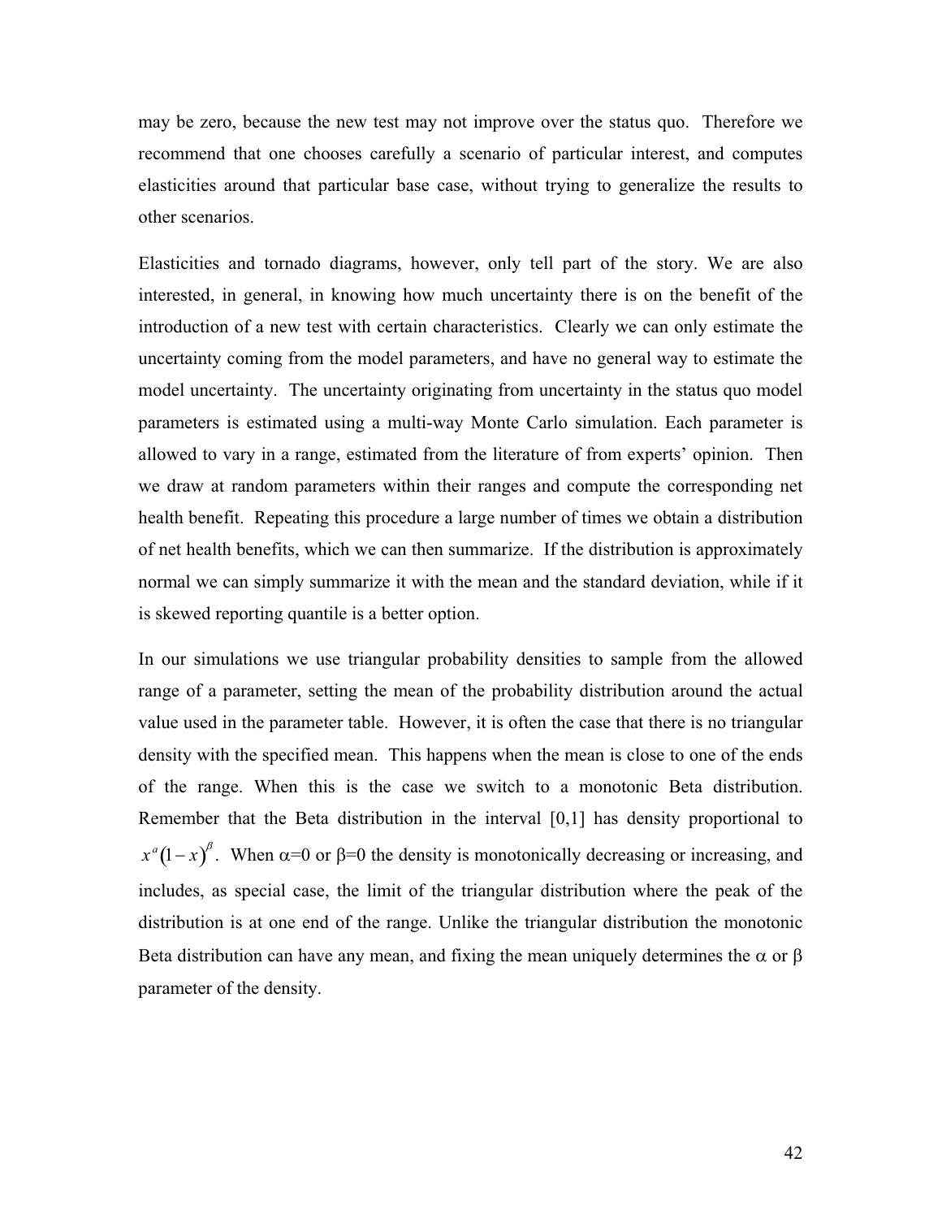may be zero, because the new test may not improve over the status quo. Therefore we recommend that one chooses carefully a scenario of particular interest, and computes elasticities around that particular base case, without trying to generalize the results to other scenarios.

Elasticities and tornado diagrams, however, only tell part of the story. We are also interested, in general, in knowing how much uncertainty there is on the benefit of the introduction of a new test with certain characteristics. Clearly we can only estimate the uncertainty coming from the model parameters, and have no general way to estimate the model uncertainty. The uncertainty originating from uncertainty in the status quo model parameters is estimated using a multi-way Monte Carlo simulation. Each parameter is allowed to vary in a range, estimated from the literature of from experts' opinion. Then we draw at random parameters within their ranges and compute the corresponding net health benefit. Repeating this procedure a large number of times we obtain a distribution of net health benefits, which we can then summarize. If the distribution is approximately normal we can simply summarize it with the mean and the standard deviation, while if it is skewed reporting quantile is a better option.

In our simulations we use triangular probability densities to sample from the allowed range of a parameter, setting the mean of the probability distribution around the actual value used in the parameter table. However, it is often the case that there is no triangular density with the specified mean. This happens when the mean is close to one of the ends of the range. When this is the case we switch to a monotonic Beta distribution. Remember that the Beta distribution in the interval [0,1] has density proportional to $x^a(1-x)^\beta$. When $\alpha$=0 or $\beta$=0 the density is monotonically decreasing or increasing, and includes, as special case, the limit of the triangular distribution where the peak of the distribution is at one end of the range. Unlike the triangular distribution the monotonic Beta distribution can have any mean, and fixing the mean uniquely determines the $\alpha$ or $\beta$ parameter of the density.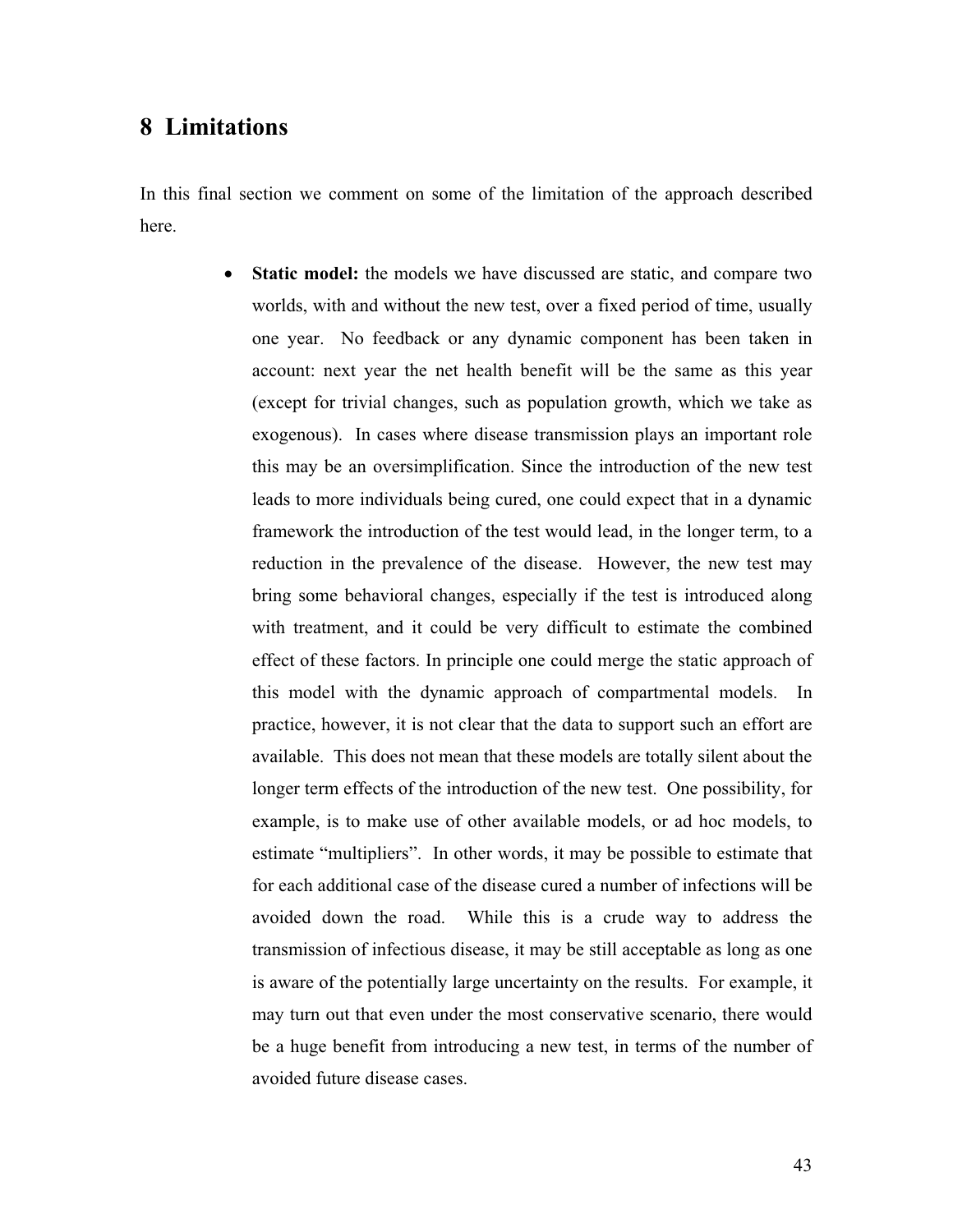# 8 Limitations

In this final section we comment on some of the limitation of the approach described here.

- **Static model:** the models we have discussed are static, and compare two worlds, with and without the new test, over a fixed period of time, usually one year. No feedback or any dynamic component has been taken in account: next year the net health benefit will be the same as this year (except for trivial changes, such as population growth, which we take as exogenous). In cases where disease transmission plays an important role this may be an oversimplification. Since the introduction of the new test leads to more individuals being cured, one could expect that in a dynamic framework the introduction of the test would lead, in the longer term, to a reduction in the prevalence of the disease. However, the new test may bring some behavioral changes, especially if the test is introduced along with treatment, and it could be very difficult to estimate the combined effect of these factors. In principle one could merge the static approach of this model with the dynamic approach of compartmental models. In practice, however, it is not clear that the data to support such an effort are available. This does not mean that these models are totally silent about the longer term effects of the introduction of the new test. One possibility, for example, is to make use of other available models, or ad hoc models, to estimate "multipliers". In other words, it may be possible to estimate that for each additional case of the disease cured a number of infections will be avoided down the road. While this is a crude way to address the transmission of infectious disease, it may be still acceptable as long as one is aware of the potentially large uncertainty on the results. For example, it may turn out that even under the most conservative scenario, there would be a huge benefit from introducing a new test, in terms of the number of avoided future disease cases.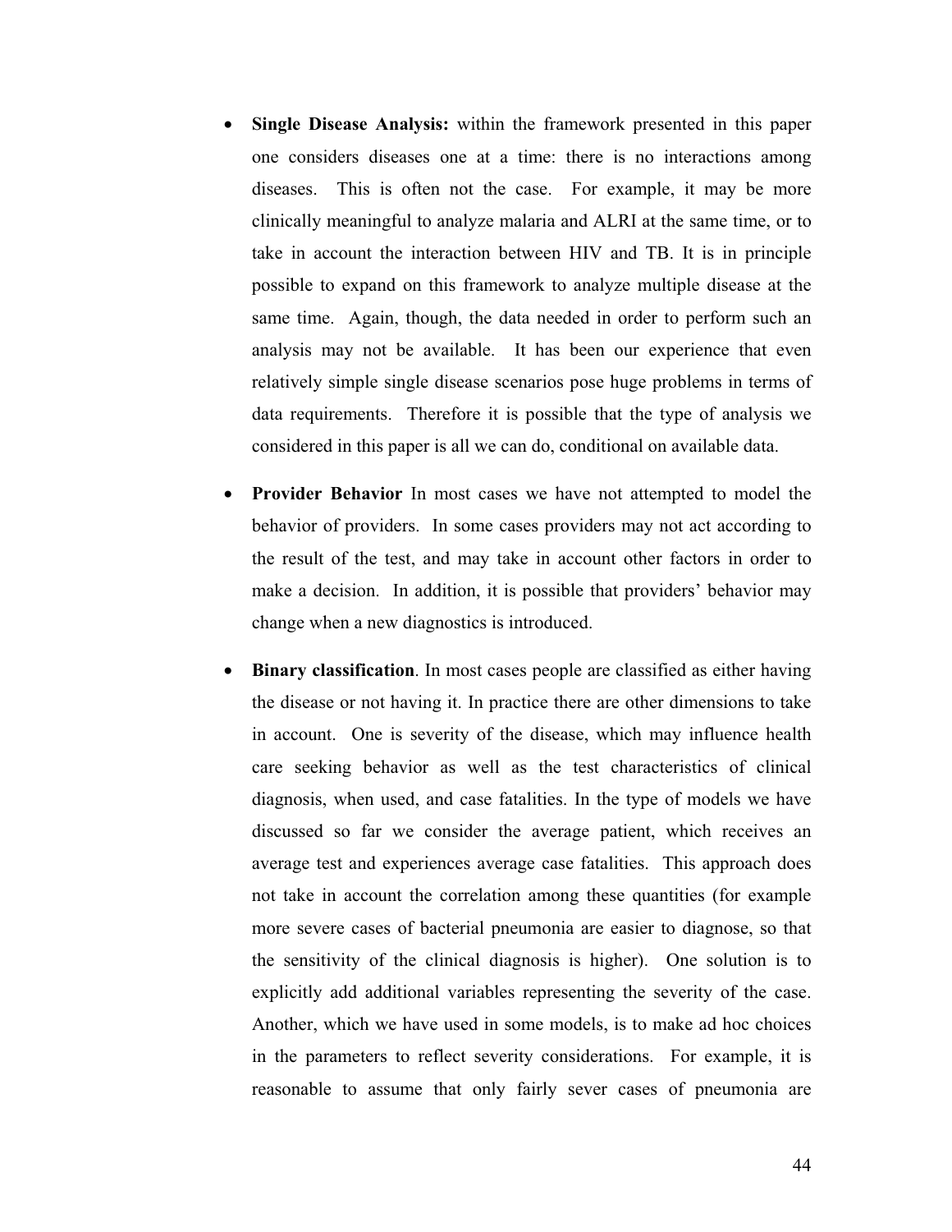- **Single Disease Analysis:** within the framework presented in this paper one considers diseases one at a time: there is no interactions among diseases. This is often not the case. For example, it may be more clinically meaningful to analyze malaria and ALRI at the same time, or to take in account the interaction between HIV and TB. It is in principle possible to expand on this framework to analyze multiple disease at the same time. Again, though, the data needed in order to perform such an analysis may not be available. It has been our experience that even relatively simple single disease scenarios pose huge problems in terms of data requirements. Therefore it is possible that the type of analysis we considered in this paper is all we can do, conditional on available data.

- **Provider Behavior** In most cases we have not attempted to model the behavior of providers. In some cases providers may not act according to the result of the test, and may take in account other factors in order to make a decision. In addition, it is possible that providers' behavior may change when a new diagnostics is introduced.

- **Binary classification**. In most cases people are classified as either having the disease or not having it. In practice there are other dimensions to take in account. One is severity of the disease, which may influence health care seeking behavior as well as the test characteristics of clinical diagnosis, when used, and case fatalities. In the type of models we have discussed so far we consider the average patient, which receives an average test and experiences average case fatalities. This approach does not take in account the correlation among these quantities (for example more severe cases of bacterial pneumonia are easier to diagnose, so that the sensitivity of the clinical diagnosis is higher). One solution is to explicitly add additional variables representing the severity of the case. Another, which we have used in some models, is to make ad hoc choices in the parameters to reflect severity considerations. For example, it is reasonable to assume that only fairly sever cases of pneumonia are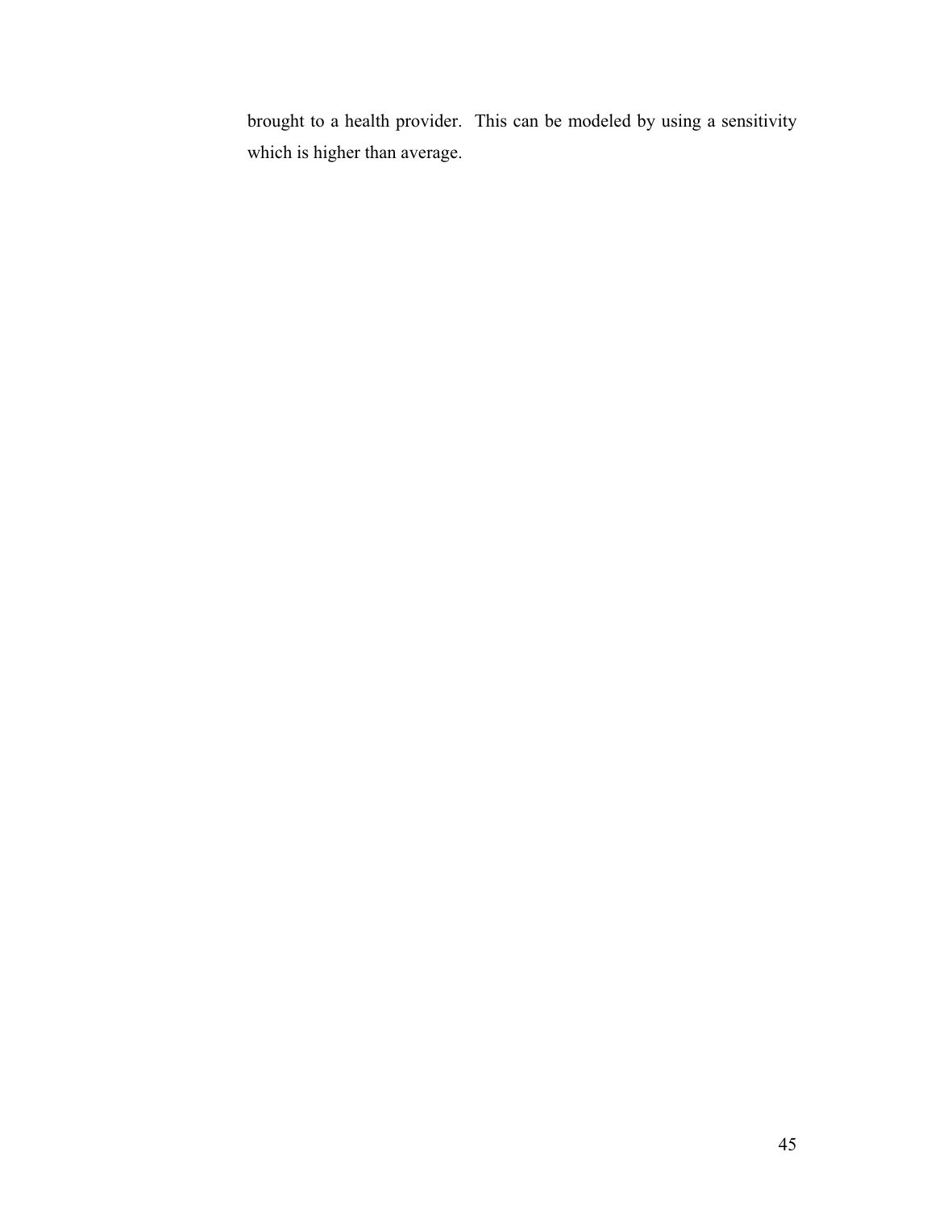brought to a health provider. This can be modeled by using a sensitivity which is higher than average.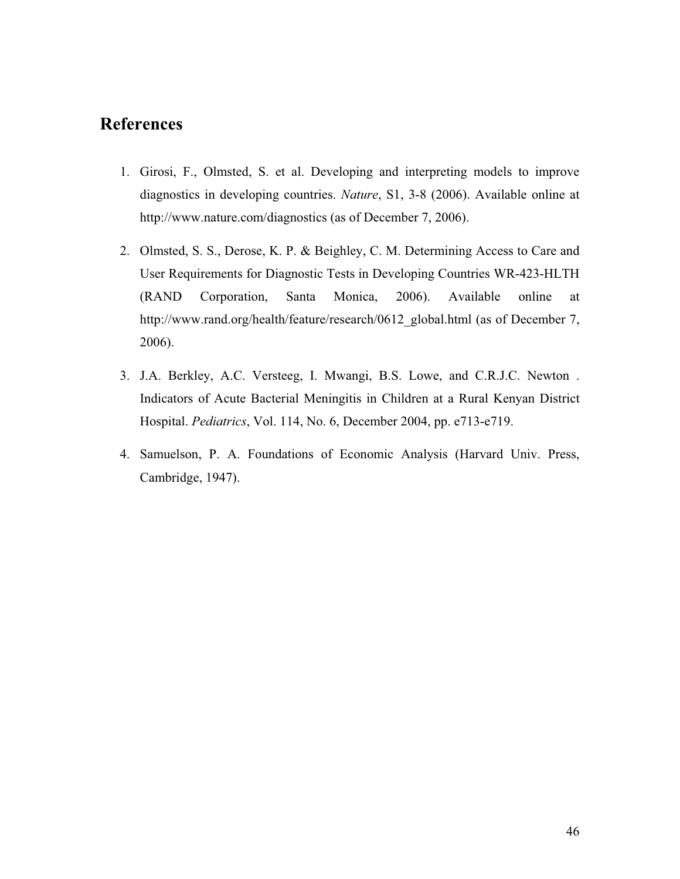## References

1. Girosi, F., Olmsted, S. et al. Developing and interpreting models to improve diagnostics in developing countries. *Nature*, S1, 3-8 (2006). Available online at http://www.nature.com/diagnostics (as of December 7, 2006).

2. Olmsted, S. S., Derose, K. P. & Beighley, C. M. Determining Access to Care and User Requirements for Diagnostic Tests in Developing Countries WR-423-HLTH (RAND Corporation, Santa Monica, 2006). Available online at http://www.rand.org/health/feature/research/0612_global.html (as of December 7, 2006).

3. J.A. Berkley, A.C. Versteeg, I. Mwangi, B.S. Lowe, and C.R.J.C. Newton . Indicators of Acute Bacterial Meningitis in Children at a Rural Kenyan District Hospital. *Pediatrics*, Vol. 114, No. 6, December 2004, pp. e713-e719.

4. Samuelson, P. A. Foundations of Economic Analysis (Harvard Univ. Press, Cambridge, 1947).